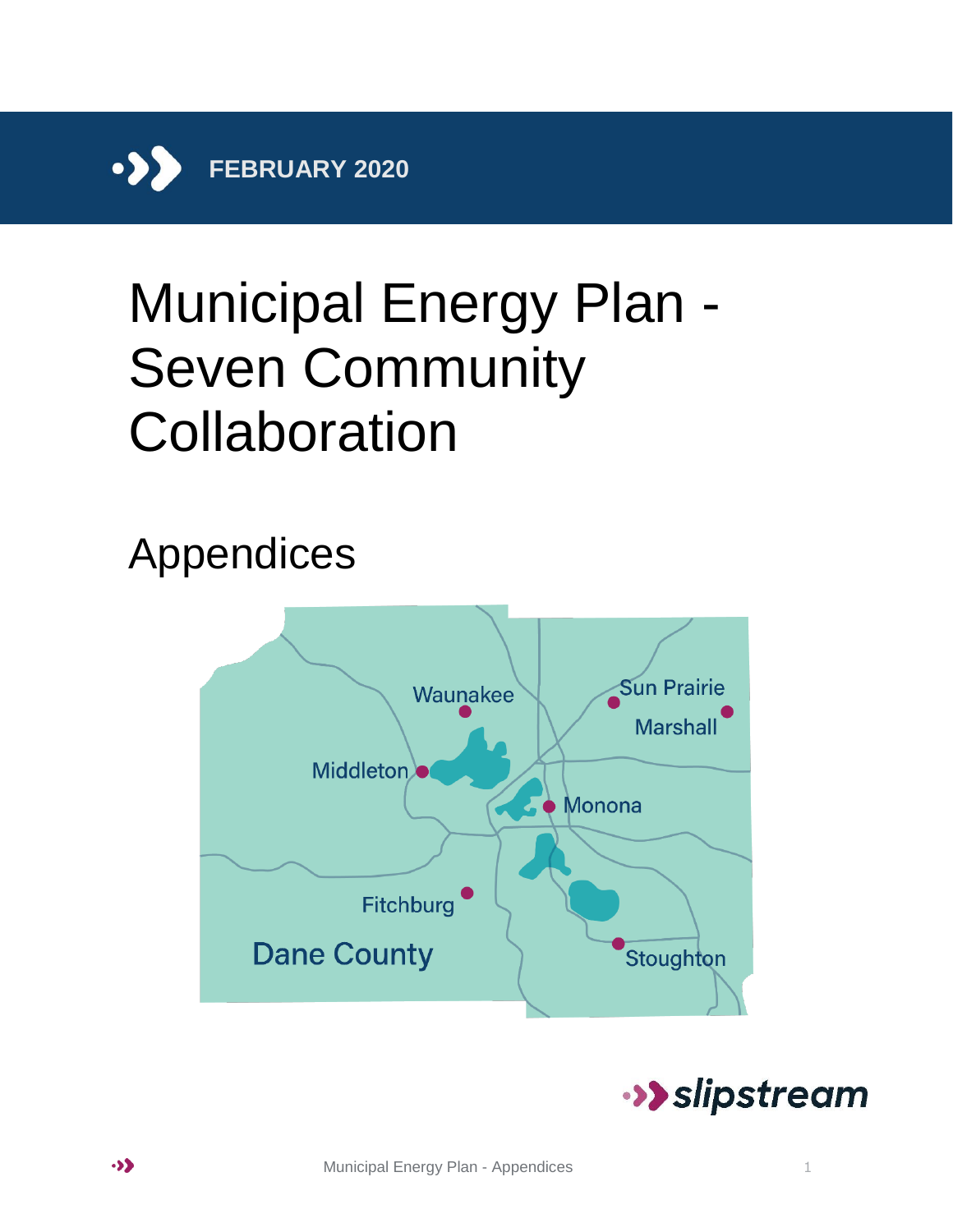**FEBRUARY 2020**

# Municipal Energy Plan - Seven Community Collaboration

## Appendices

Waunakee

Sun Prairie

Marshall

Middleton

Monona

Fitchburg

Dane County

Stoughton

slipstream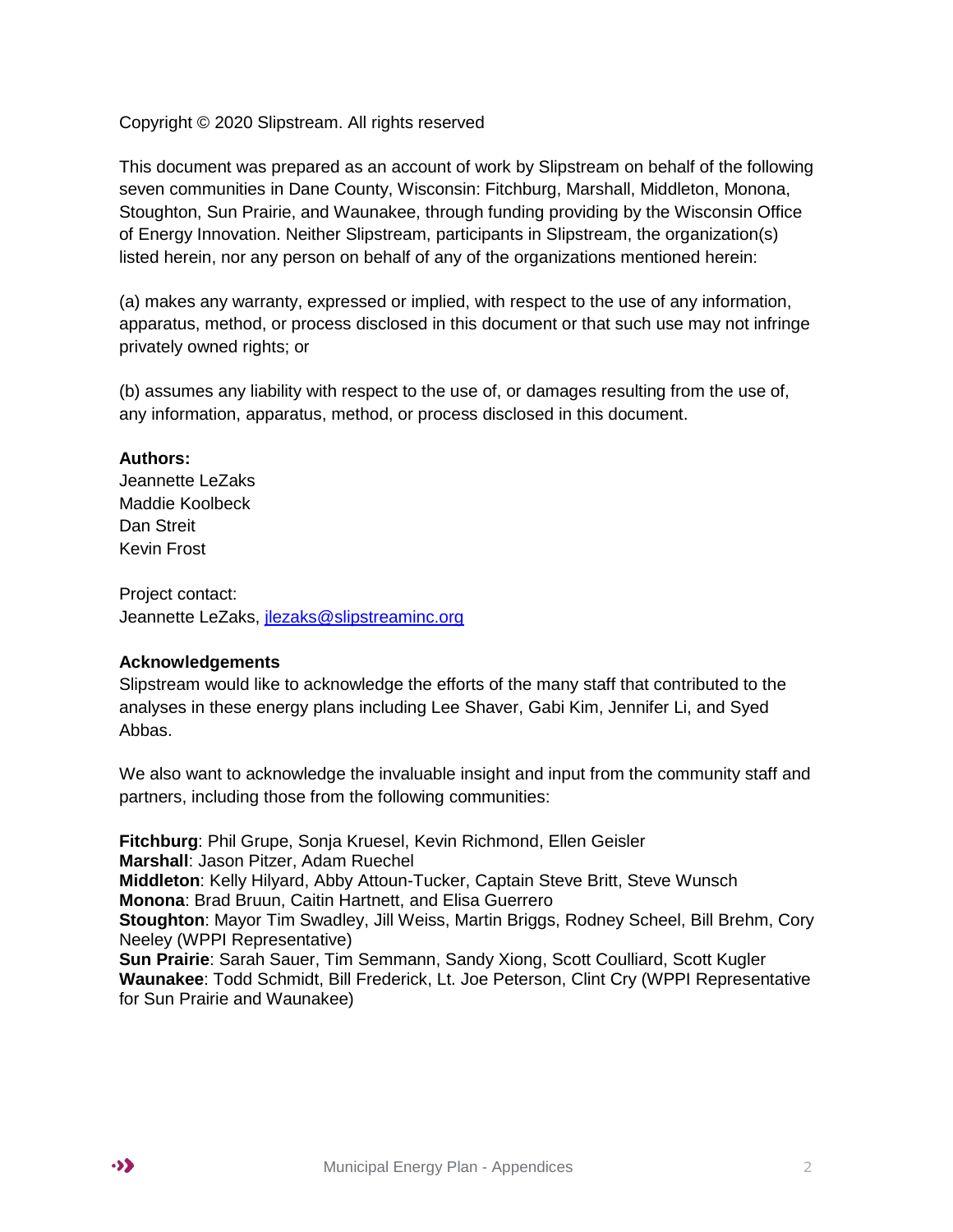Copyright © 2020 Slipstream. All rights reserved

This document was prepared as an account of work by Slipstream on behalf of the following seven communities in Dane County, Wisconsin: Fitchburg, Marshall, Middleton, Monona, Stoughton, Sun Prairie, and Waunakee, through funding providing by the Wisconsin Office of Energy Innovation. Neither Slipstream, participants in Slipstream, the organization(s) listed herein, nor any person on behalf of any of the organizations mentioned herein:

(a) makes any warranty, expressed or implied, with respect to the use of any information, apparatus, method, or process disclosed in this document or that such use may not infringe privately owned rights; or

(b) assumes any liability with respect to the use of, or damages resulting from the use of, any information, apparatus, method, or process disclosed in this document.

**Authors:**
Jeannette LeZaks
Maddie Koolbeck
Dan Streit
Kevin Frost

Project contact:
Jeannette LeZaks, jlezaks@slipstreaminc.org

**Acknowledgements**
Slipstream would like to acknowledge the efforts of the many staff that contributed to the analyses in these energy plans including Lee Shaver, Gabi Kim, Jennifer Li, and Syed Abbas.

We also want to acknowledge the invaluable insight and input from the community staff and partners, including those from the following communities:

**Fitchburg**: Phil Grupe, Sonja Kruesel, Kevin Richmond, Ellen Geisler
**Marshall**: Jason Pitzer, Adam Ruechel
**Middleton**: Kelly Hilyard, Abby Attoun-Tucker, Captain Steve Britt, Steve Wunsch
**Monona**: Brad Bruun, Caitin Hartnett, and Elisa Guerrero
**Stoughton**: Mayor Tim Swadley, Jill Weiss, Martin Briggs, Rodney Scheel, Bill Brehm, Cory Neeley (WPPI Representative)
**Sun Prairie**: Sarah Sauer, Tim Semmann, Sandy Xiong, Scott Coulliard, Scott Kugler
**Waunakee**: Todd Schmidt, Bill Frederick, Lt. Joe Peterson, Clint Cry (WPPI Representative for Sun Prairie and Waunakee)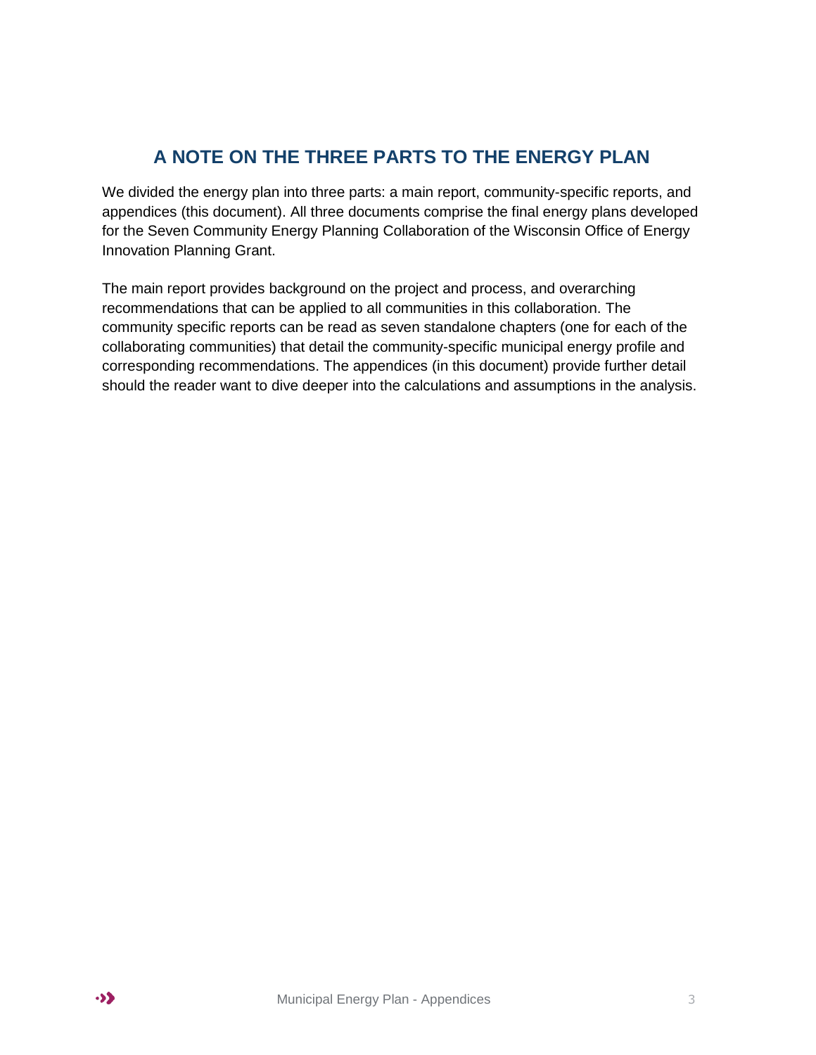## A NOTE ON THE THREE PARTS TO THE ENERGY PLAN

We divided the energy plan into three parts: a main report, community-specific reports, and appendices (this document). All three documents comprise the final energy plans developed for the Seven Community Energy Planning Collaboration of the Wisconsin Office of Energy Innovation Planning Grant.

The main report provides background on the project and process, and overarching recommendations that can be applied to all communities in this collaboration. The community specific reports can be read as seven standalone chapters (one for each of the collaborating communities) that detail the community-specific municipal energy profile and corresponding recommendations. The appendices (in this document) provide further detail should the reader want to dive deeper into the calculations and assumptions in the analysis.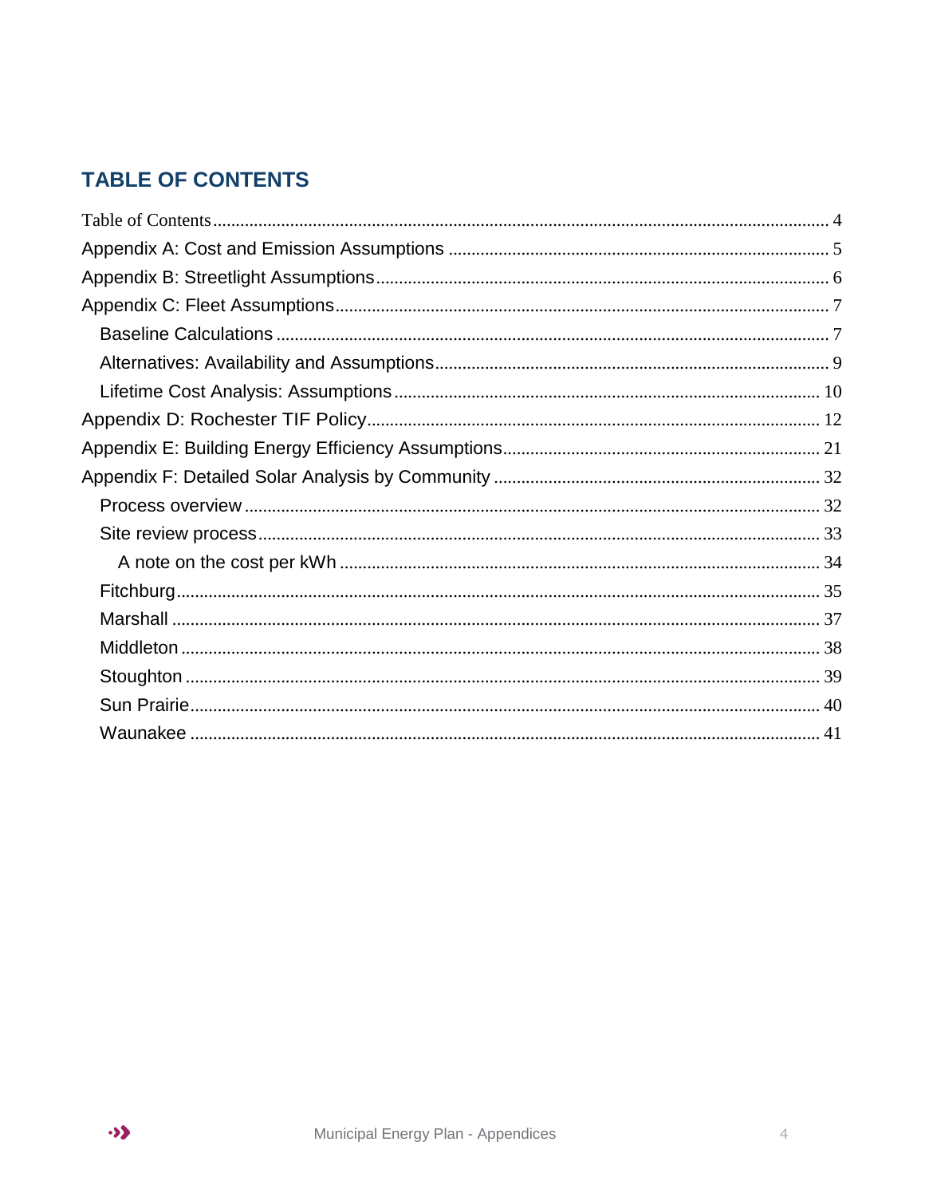## TABLE OF CONTENTS

Table of Contents ....................................................................................................................... 4

Appendix A: Cost and Emission Assumptions ................................................................................... 5

Appendix B: Streetlight Assumptions.................................................................................................. 6

Appendix C: Fleet Assumptions........................................................................................................... 7

- Baseline Calculations ........................................................................................................................ 7
- Alternatives: Availability and Assumptions...................................................................................... 9
- Lifetime Cost Analysis: Assumptions ............................................................................................ 10

Appendix D: Rochester TIF Policy.................................................................................................... 12

Appendix E: Building Energy Efficiency Assumptions.................................................................... 21

Appendix F: Detailed Solar Analysis by Community ....................................................................... 32

- Process overview ............................................................................................................................. 32
- Site review process.......................................................................................................................... 33
  - A note on the cost per kWh ......................................................................................................... 34
- Fitchburg........................................................................................................................................... 35
- Marshall ............................................................................................................................................ 37
- Middleton .......................................................................................................................................... 38
- Stoughton .......................................................................................................................................... 39
- Sun Prairie......................................................................................................................................... 40
- Waunakee ......................................................................................................................................... 41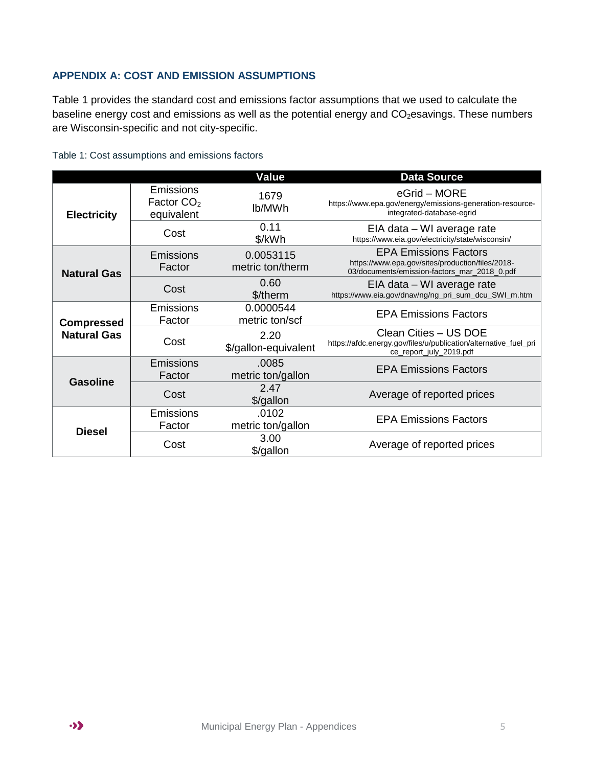## APPENDIX A: COST AND EMISSION ASSUMPTIONS

Table 1 provides the standard cost and emissions factor assumptions that we used to calculate the baseline energy cost and emissions as well as the potential energy and $CO_2$esavings. These numbers are Wisconsin-specific and not city-specific.

Table 1: Cost assumptions and emissions factors

| | | Value | Data Source |
|---|---|---|---|
| **Electricity** | Emissions Factor $CO_2$ equivalent | 1679 lb/MWh | eGrid – MORE https://www.epa.gov/energy/emissions-generation-resource-integrated-database-egrid |
| | Cost | 0.11 $/kWh | EIA data – WI average rate https://www.eia.gov/electricity/state/wisconsin/ |
| **Natural Gas** | Emissions Factor | 0.0053115 metric ton/therm | EPA Emissions Factors https://www.epa.gov/sites/production/files/2018-03/documents/emission-factors_mar_2018_0.pdf |
| | Cost | 0.60 $/therm | EIA data – WI average rate https://www.eia.gov/dnav/ng/ng_pri_sum_dcu_SWI_m.htm |
| **Compressed Natural Gas** | Emissions Factor | 0.0000544 metric ton/scf | EPA Emissions Factors |
| | Cost | 2.20 $/gallon-equivalent | Clean Cities – US DOE https://afdc.energy.gov/files/u/publication/alternative_fuel_price_report_july_2019.pdf |
| **Gasoline** | Emissions Factor | .0085 metric ton/gallon | EPA Emissions Factors |
| | Cost | 2.47 $/gallon | Average of reported prices |
| **Diesel** | Emissions Factor | .0102 metric ton/gallon | EPA Emissions Factors |
| | Cost | 3.00 $/gallon | Average of reported prices |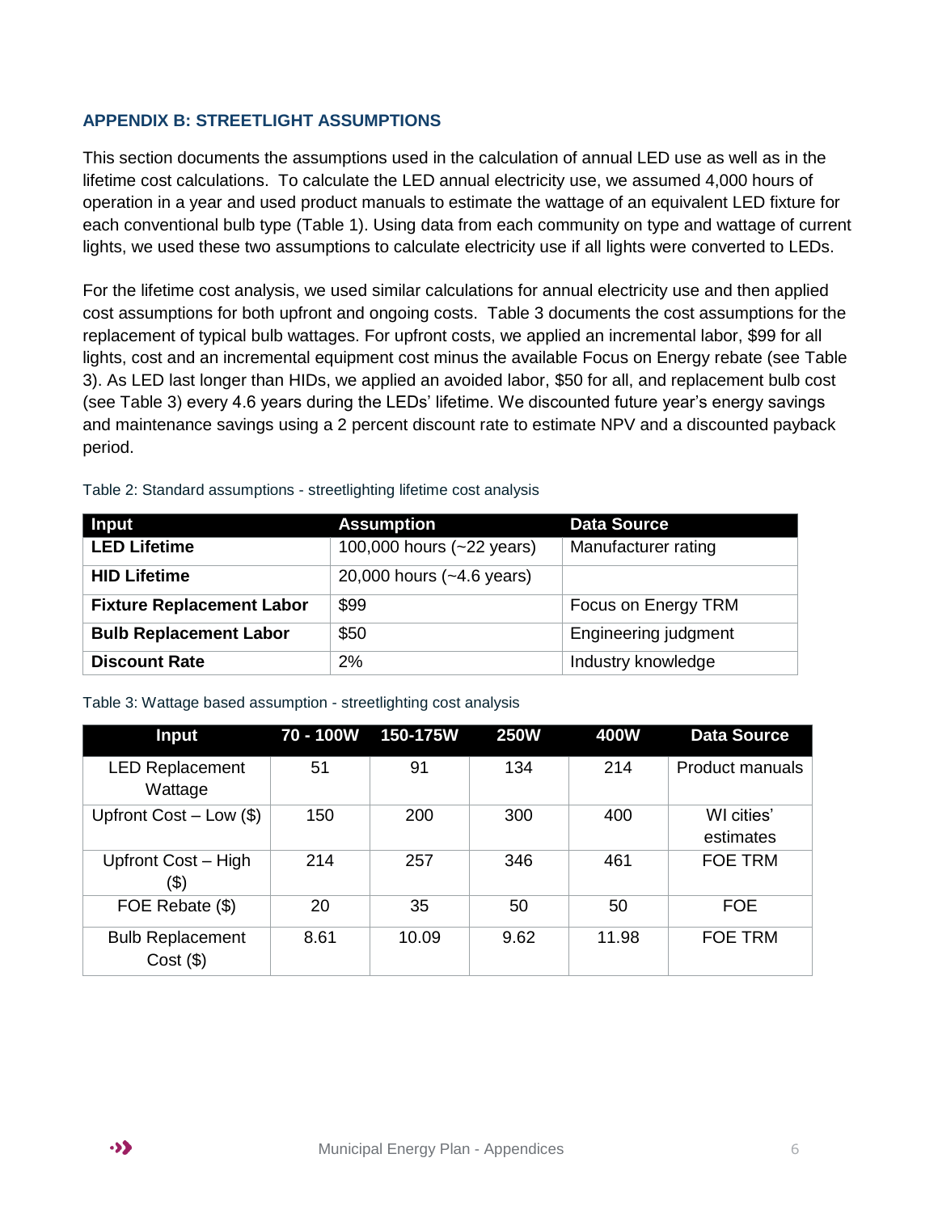## APPENDIX B: STREETLIGHT ASSUMPTIONS

This section documents the assumptions used in the calculation of annual LED use as well as in the lifetime cost calculations. To calculate the LED annual electricity use, we assumed 4,000 hours of operation in a year and used product manuals to estimate the wattage of an equivalent LED fixture for each conventional bulb type (Table 1). Using data from each community on type and wattage of current lights, we used these two assumptions to calculate electricity use if all lights were converted to LEDs.

For the lifetime cost analysis, we used similar calculations for annual electricity use and then applied cost assumptions for both upfront and ongoing costs. Table 3 documents the cost assumptions for the replacement of typical bulb wattages. For upfront costs, we applied an incremental labor, $99 for all lights, cost and an incremental equipment cost minus the available Focus on Energy rebate (see Table 3). As LED last longer than HIDs, we applied an avoided labor, $50 for all, and replacement bulb cost (see Table 3) every 4.6 years during the LEDs' lifetime. We discounted future year's energy savings and maintenance savings using a 2 percent discount rate to estimate NPV and a discounted payback period.

Table 2: Standard assumptions - streetlighting lifetime cost analysis

| Input | Assumption | Data Source |
|---|---|---|
| **LED Lifetime** | 100,000 hours (~22 years) | Manufacturer rating |
| **HID Lifetime** | 20,000 hours (~4.6 years) | |
| **Fixture Replacement Labor** | $99 | Focus on Energy TRM |
| **Bulb Replacement Labor** | $50 | Engineering judgment |
| **Discount Rate** | 2% | Industry knowledge |

Table 3: Wattage based assumption - streetlighting cost analysis

| Input | 70 - 100W | 150-175W | 250W | 400W | Data Source |
|---|---|---|---|---|---|
| LED Replacement Wattage | 51 | 91 | 134 | 214 | Product manuals |
| Upfront Cost – Low ($) | 150 | 200 | 300 | 400 | WI cities' estimates |
| Upfront Cost – High ($) | 214 | 257 | 346 | 461 | FOE TRM |
| FOE Rebate ($) | 20 | 35 | 50 | 50 | FOE |
| Bulb Replacement Cost ($) | 8.61 | 10.09 | 9.62 | 11.98 | FOE TRM |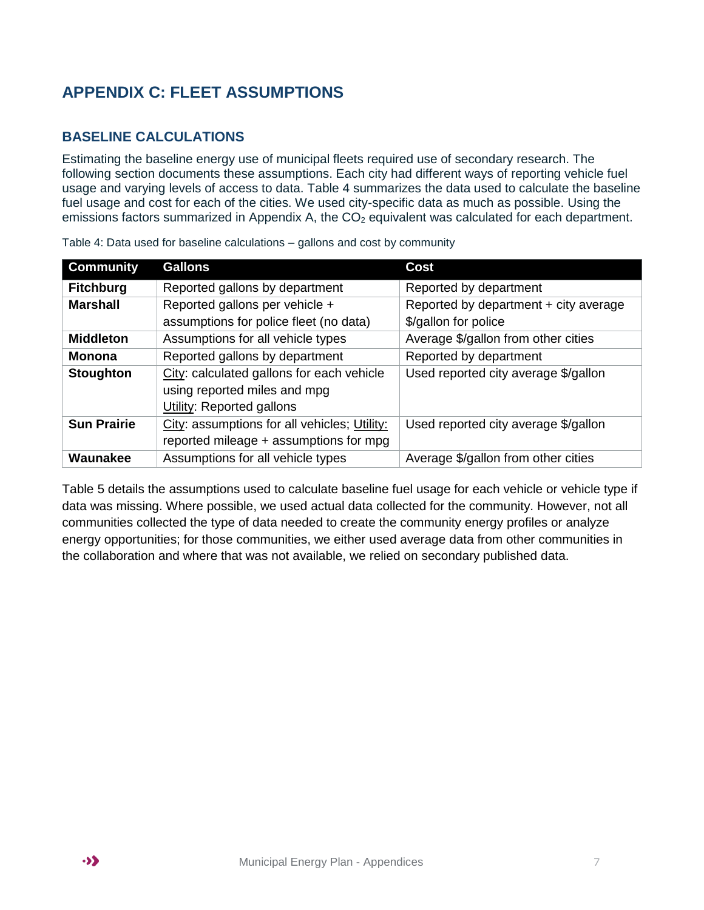## APPENDIX C: FLEET ASSUMPTIONS

### BASELINE CALCULATIONS

Estimating the baseline energy use of municipal fleets required use of secondary research. The following section documents these assumptions. Each city had different ways of reporting vehicle fuel usage and varying levels of access to data. Table 4 summarizes the data used to calculate the baseline fuel usage and cost for each of the cities. We used city-specific data as much as possible. Using the emissions factors summarized in Appendix A, the $CO_2$ equivalent was calculated for each department.

Table 4: Data used for baseline calculations – gallons and cost by community

| Community | Gallons | Cost |
|---|---|---|
| **Fitchburg** | Reported gallons by department | Reported by department |
| **Marshall** | Reported gallons per vehicle + assumptions for police fleet (no data) | Reported by department + city average $/gallon for police |
| **Middleton** | Assumptions for all vehicle types | Average $/gallon from other cities |
| **Monona** | Reported gallons by department | Reported by department |
| **Stoughton** | City: calculated gallons for each vehicle using reported miles and mpg<br>Utility: Reported gallons | Used reported city average $/gallon |
| **Sun Prairie** | City: assumptions for all vehicles; Utility: reported mileage + assumptions for mpg | Used reported city average $/gallon |
| **Waunakee** | Assumptions for all vehicle types | Average $/gallon from other cities |

Table 5 details the assumptions used to calculate baseline fuel usage for each vehicle or vehicle type if data was missing. Where possible, we used actual data collected for the community. However, not all communities collected the type of data needed to create the community energy profiles or analyze energy opportunities; for those communities, we either used average data from other communities in the collaboration and where that was not available, we relied on secondary published data.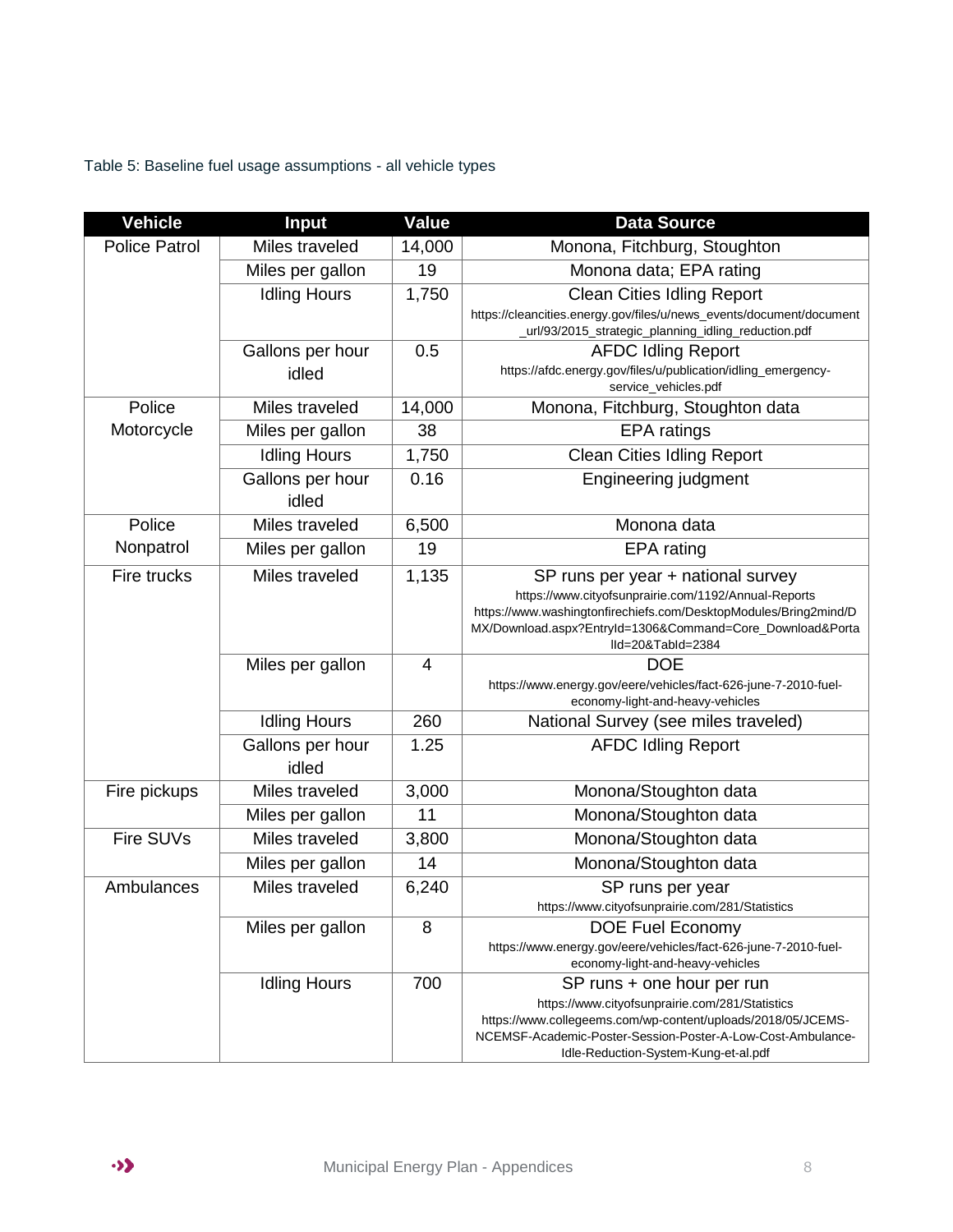Table 5: Baseline fuel usage assumptions - all vehicle types

| Vehicle | Input | Value | Data Source |
| --- | --- | --- | --- |
| Police Patrol | Miles traveled | 14,000 | Monona, Fitchburg, Stoughton |
| | Miles per gallon | 19 | Monona data; EPA rating |
| | Idling Hours | 1,750 | Clean Cities Idling Report https://cleancities.energy.gov/files/u/news_events/document/document_url/93/2015_strategic_planning_idling_reduction.pdf |
| | Gallons per hour idled | 0.5 | AFDC Idling Report https://afdc.energy.gov/files/u/publication/idling_emergency-service_vehicles.pdf |
| Police Motorcycle | Miles traveled | 14,000 | Monona, Fitchburg, Stoughton data |
| | Miles per gallon | 38 | EPA ratings |
| | Idling Hours | 1,750 | Clean Cities Idling Report |
| | Gallons per hour idled | 0.16 | Engineering judgment |
| Police Nonpatrol | Miles traveled | 6,500 | Monona data |
| | Miles per gallon | 19 | EPA rating |
| Fire trucks | Miles traveled | 1,135 | SP runs per year + national survey https://www.cityofsunprairie.com/1192/Annual-Reports https://www.washingtonfirechiefs.com/DesktopModules/Bring2mind/DMX/Download.aspx?EntryId=1306&Command=Core_Download&PortalId=20&TabId=2384 |
| | Miles per gallon | 4 | DOE https://www.energy.gov/eere/vehicles/fact-626-june-7-2010-fuel-economy-light-and-heavy-vehicles |
| | Idling Hours | 260 | National Survey (see miles traveled) |
| | Gallons per hour idled | 1.25 | AFDC Idling Report |
| Fire pickups | Miles traveled | 3,000 | Monona/Stoughton data |
| | Miles per gallon | 11 | Monona/Stoughton data |
| Fire SUVs | Miles traveled | 3,800 | Monona/Stoughton data |
| | Miles per gallon | 14 | Monona/Stoughton data |
| Ambulances | Miles traveled | 6,240 | SP runs per year https://www.cityofsunprairie.com/281/Statistics |
| | Miles per gallon | 8 | DOE Fuel Economy https://www.energy.gov/eere/vehicles/fact-626-june-7-2010-fuel-economy-light-and-heavy-vehicles |
| | Idling Hours | 700 | SP runs + one hour per run https://www.cityofsunprairie.com/281/Statistics https://www.collegeems.com/wp-content/uploads/2018/05/JCEMS-NCEMSF-Academic-Poster-Session-Poster-A-Low-Cost-Ambulance-Idle-Reduction-System-Kung-et-al.pdf |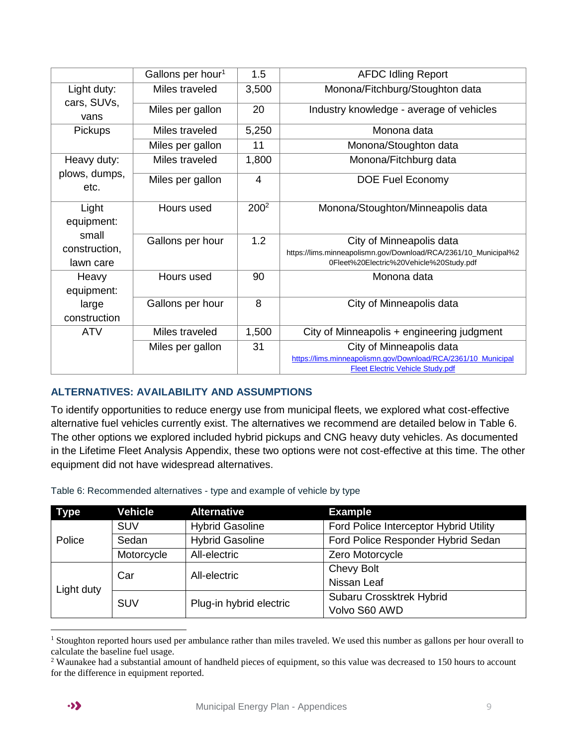|  | Gallons per hour[1] | 1.5 | AFDC Idling Report |
|---|---|---|---|
| Light duty: cars, SUVs, vans | Miles traveled | 3,500 | Monona/Fitchburg/Stoughton data |
|  | Miles per gallon | 20 | Industry knowledge - average of vehicles |
| Pickups | Miles traveled | 5,250 | Monona data |
|  | Miles per gallon | 11 | Monona/Stoughton data |
| Heavy duty: plows, dumps, etc. | Miles traveled | 1,800 | Monona/Fitchburg data |
|  | Miles per gallon | 4 | DOE Fuel Economy |
| Light equipment: small construction, lawn care | Hours used | 200[2] | Monona/Stoughton/Minneapolis data |
|  | Gallons per hour | 1.2 | City of Minneapolis data https://lims.minneapolismn.gov/Download/RCA/2361/10_Municipal%20Fleet%20Electric%20Vehicle%20Study.pdf |
| Heavy equipment: large construction | Hours used | 90 | Monona data |
|  | Gallons per hour | 8 | City of Minneapolis data |
| ATV | Miles traveled | 1,500 | City of Minneapolis + engineering judgment |
|  | Miles per gallon | 31 | City of Minneapolis data https://lims.minneapolismn.gov/Download/RCA/2361/10_Municipal Fleet Electric Vehicle Study.pdf |

## ALTERNATIVES: AVAILABILITY AND ASSUMPTIONS

To identify opportunities to reduce energy use from municipal fleets, we explored what cost-effective alternative fuel vehicles currently exist. The alternatives we recommend are detailed below in Table 6. The other options we explored included hybrid pickups and CNG heavy duty vehicles. As documented in the Lifetime Fleet Analysis Appendix, these two options were not cost-effective at this time. The other equipment did not have widespread alternatives.

Table 6: Recommended alternatives - type and example of vehicle by type

| Type | Vehicle | Alternative | Example |
|---|---|---|---|
| Police | SUV | Hybrid Gasoline | Ford Police Interceptor Hybrid Utility |
|  | Sedan | Hybrid Gasoline | Ford Police Responder Hybrid Sedan |
|  | Motorcycle | All-electric | Zero Motorcycle |
| Light duty | Car | All-electric | Chevy Bolt<br>Nissan Leaf |
|  | SUV | Plug-in hybrid electric | Subaru Crosstrek Hybrid<br>Volvo S60 AWD |

[1] Stoughton reported hours used per ambulance rather than miles traveled. We used this number as gallons per hour overall to calculate the baseline fuel usage.

[2] Waunakee had a substantial amount of handheld pieces of equipment, so this value was decreased to 150 hours to account for the difference in equipment reported.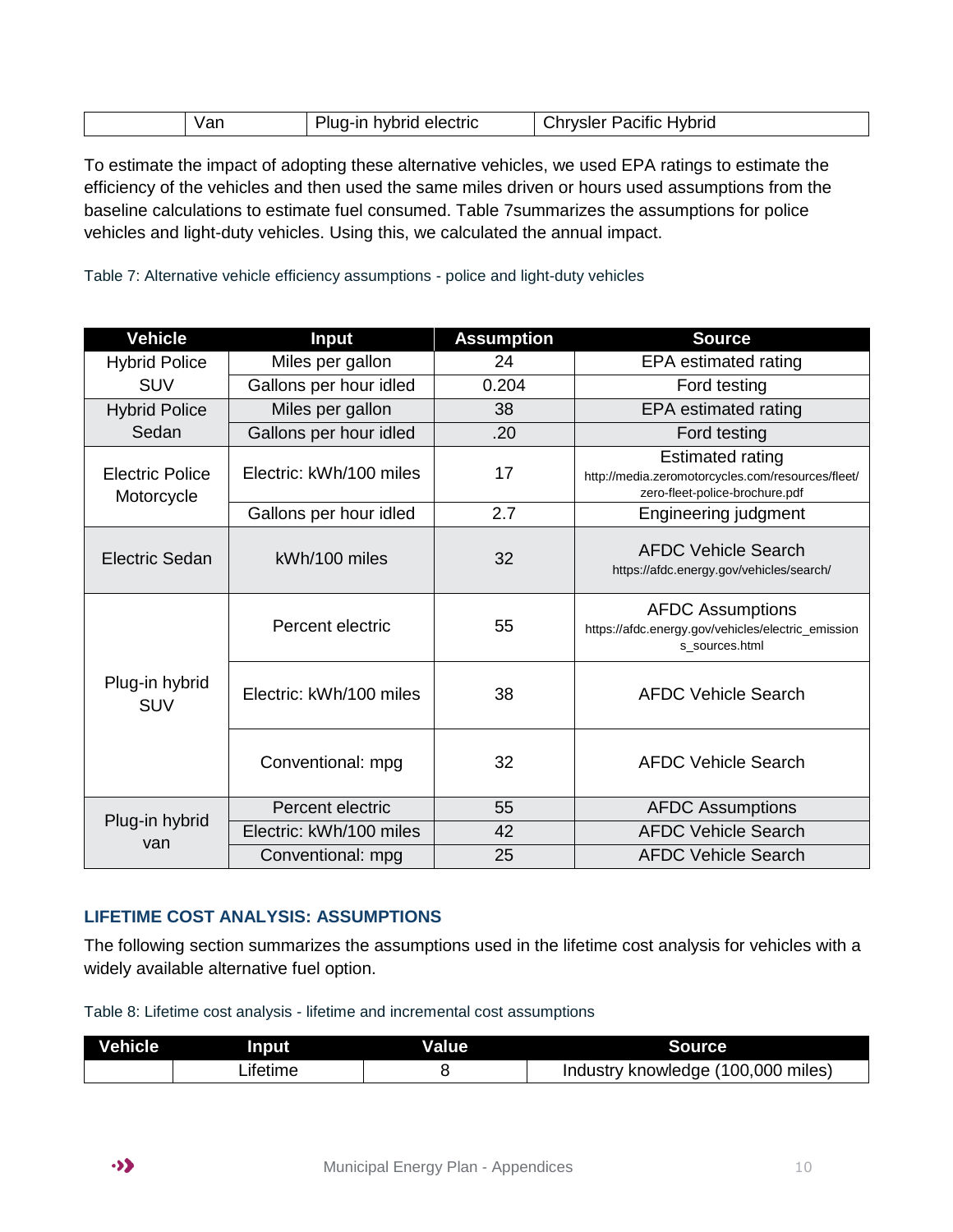| | Van | Plug-in hybrid electric | Chrysler Pacific Hybrid |
|---|---|---|---|

To estimate the impact of adopting these alternative vehicles, we used EPA ratings to estimate the efficiency of the vehicles and then used the same miles driven or hours used assumptions from the baseline calculations to estimate fuel consumed. Table 7summarizes the assumptions for police vehicles and light-duty vehicles. Using this, we calculated the annual impact.

Table 7: Alternative vehicle efficiency assumptions - police and light-duty vehicles

| Vehicle | Input | Assumption | Source |
|---|---|---|---|
| Hybrid Police SUV | Miles per gallon | 24 | EPA estimated rating |
| | Gallons per hour idled | 0.204 | Ford testing |
| Hybrid Police Sedan | Miles per gallon | 38 | EPA estimated rating |
| | Gallons per hour idled | .20 | Ford testing |
| Electric Police Motorcycle | Electric: kWh/100 miles | 17 | Estimated rating http://media.zeromotorcycles.com/resources/fleet/zero-fleet-police-brochure.pdf |
| | Gallons per hour idled | 2.7 | Engineering judgment |
| Electric Sedan | kWh/100 miles | 32 | AFDC Vehicle Search https://afdc.energy.gov/vehicles/search/ |
| Plug-in hybrid SUV | Percent electric | 55 | AFDC Assumptions https://afdc.energy.gov/vehicles/electric_emissions_sources.html |
| | Electric: kWh/100 miles | 38 | AFDC Vehicle Search |
| | Conventional: mpg | 32 | AFDC Vehicle Search |
| Plug-in hybrid van | Percent electric | 55 | AFDC Assumptions |
| | Electric: kWh/100 miles | 42 | AFDC Vehicle Search |
| | Conventional: mpg | 25 | AFDC Vehicle Search |

## LIFETIME COST ANALYSIS: ASSUMPTIONS

The following section summarizes the assumptions used in the lifetime cost analysis for vehicles with a widely available alternative fuel option.

Table 8: Lifetime cost analysis - lifetime and incremental cost assumptions

| Vehicle | Input | Value | Source |
|---|---|---|---|
| | Lifetime | 8 | Industry knowledge (100,000 miles) |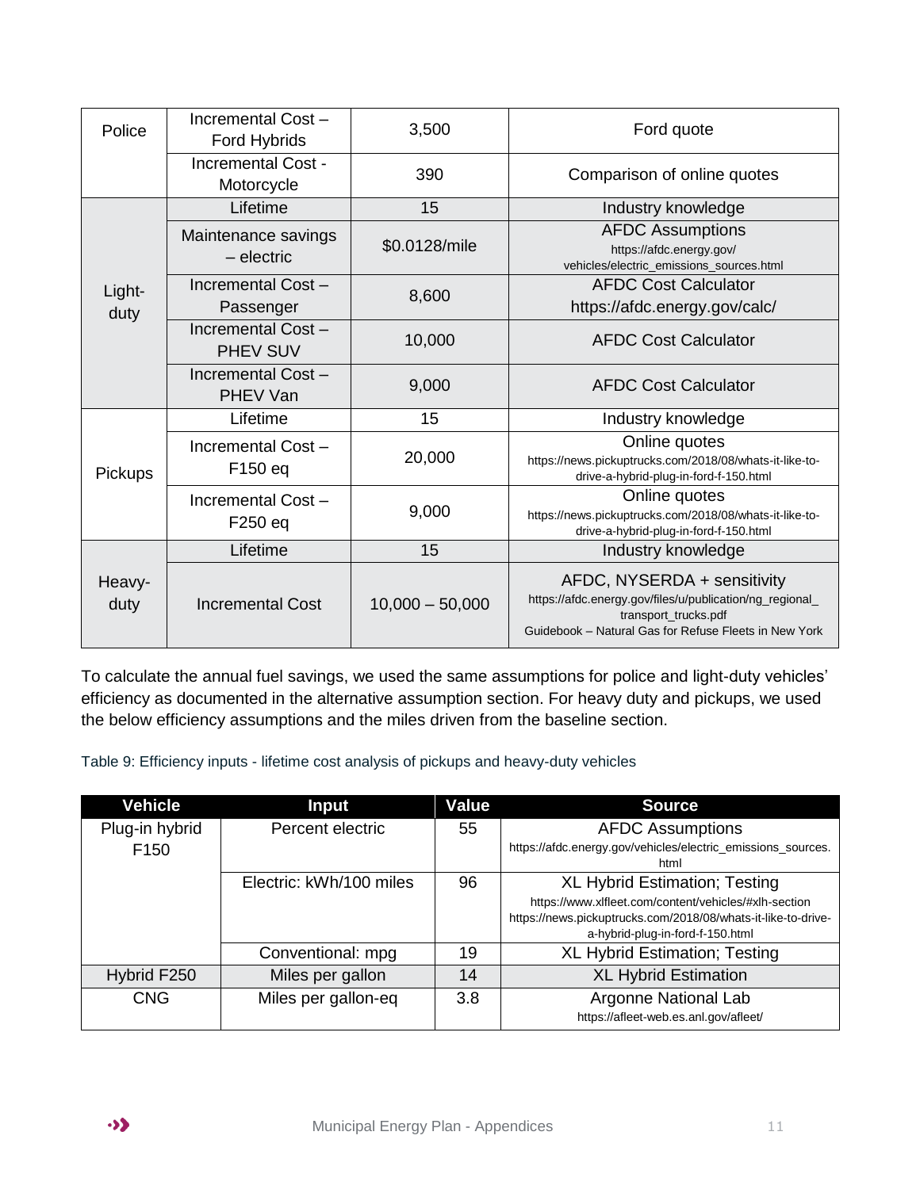| | | | |
|---|---|---|---|
| Police | Incremental Cost – Ford Hybrids | 3,500 | Ford quote |
| | Incremental Cost - Motorcycle | 390 | Comparison of online quotes |
| Light-duty | Lifetime | 15 | Industry knowledge |
| | Maintenance savings – electric | $0.0128/mile | AFDC Assumptions https://afdc.energy.gov/vehicles/electric_emissions_sources.html |
| | Incremental Cost – Passenger | 8,600 | AFDC Cost Calculator https://afdc.energy.gov/calc/ |
| | Incremental Cost – PHEV SUV | 10,000 | AFDC Cost Calculator |
| | Incremental Cost – PHEV Van | 9,000 | AFDC Cost Calculator |
| Pickups | Lifetime | 15 | Industry knowledge |
| | Incremental Cost – F150 eq | 20,000 | Online quotes https://news.pickuptrucks.com/2018/08/whats-it-like-to-drive-a-hybrid-plug-in-ford-f-150.html |
| | Incremental Cost – F250 eq | 9,000 | Online quotes https://news.pickuptrucks.com/2018/08/whats-it-like-to-drive-a-hybrid-plug-in-ford-f-150.html |
| Heavy-duty | Lifetime | 15 | Industry knowledge |
| | Incremental Cost | 10,000 – 50,000 | AFDC, NYSERDA + sensitivity https://afdc.energy.gov/files/u/publication/ng_regional_transport_trucks.pdf Guidebook – Natural Gas for Refuse Fleets in New York |

To calculate the annual fuel savings, we used the same assumptions for police and light-duty vehicles' efficiency as documented in the alternative assumption section. For heavy duty and pickups, we used the below efficiency assumptions and the miles driven from the baseline section.

Table 9: Efficiency inputs - lifetime cost analysis of pickups and heavy-duty vehicles

| Vehicle | Input | Value | Source |
|---|---|---|---|
| Plug-in hybrid F150 | Percent electric | 55 | AFDC Assumptions https://afdc.energy.gov/vehicles/electric_emissions_sources.html |
| | Electric: kWh/100 miles | 96 | XL Hybrid Estimation; Testing https://www.xlfleet.com/content/vehicles/#xlh-section https://news.pickuptrucks.com/2018/08/whats-it-like-to-drive-a-hybrid-plug-in-ford-f-150.html |
| | Conventional: mpg | 19 | XL Hybrid Estimation; Testing |
| Hybrid F250 | Miles per gallon | 14 | XL Hybrid Estimation |
| CNG | Miles per gallon-eq | 3.8 | Argonne National Lab https://afleet-web.es.anl.gov/afleet/ |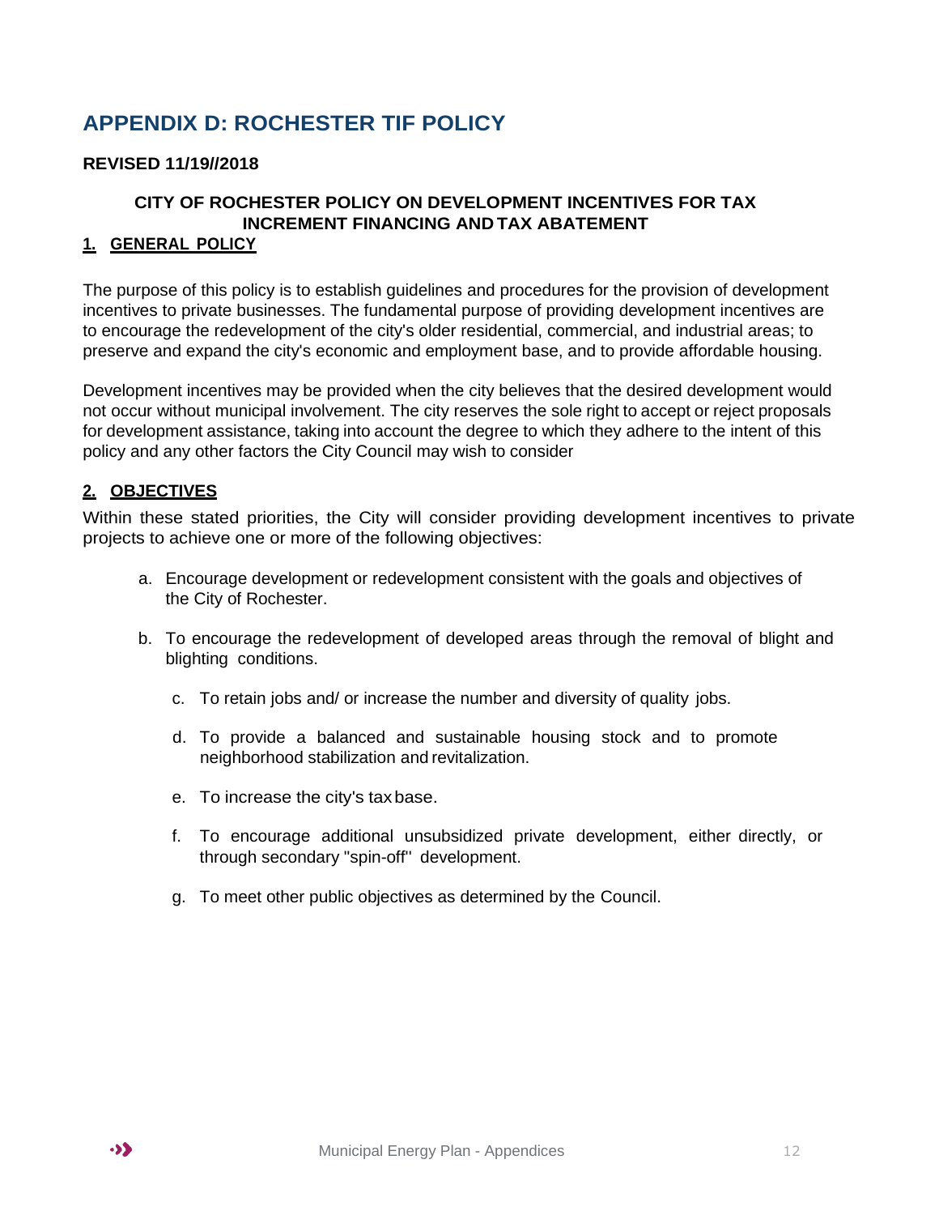# APPENDIX D: ROCHESTER TIF POLICY

**REVISED 11/19//2018**

**CITY OF ROCHESTER POLICY ON DEVELOPMENT INCENTIVES FOR TAX INCREMENT FINANCING AND TAX ABATEMENT**

## 1. GENERAL POLICY

The purpose of this policy is to establish guidelines and procedures for the provision of development incentives to private businesses. The fundamental purpose of providing development incentives are to encourage the redevelopment of the city's older residential, commercial, and industrial areas; to preserve and expand the city's economic and employment base, and to provide affordable housing.

Development incentives may be provided when the city believes that the desired development would not occur without municipal involvement. The city reserves the sole right to accept or reject proposals for development assistance, taking into account the degree to which they adhere to the intent of this policy and any other factors the City Council may wish to consider

## 2. OBJECTIVES

Within these stated priorities, the City will consider providing development incentives to private projects to achieve one or more of the following objectives:

a. Encourage development or redevelopment consistent with the goals and objectives of the City of Rochester.

b. To encourage the redevelopment of developed areas through the removal of blight and blighting conditions.

c. To retain jobs and/ or increase the number and diversity of quality jobs.

d. To provide a balanced and sustainable housing stock and to promote neighborhood stabilization and revitalization.

e. To increase the city's tax base.

f. To encourage additional unsubsidized private development, either directly, or through secondary "spin-off" development.

g. To meet other public objectives as determined by the Council.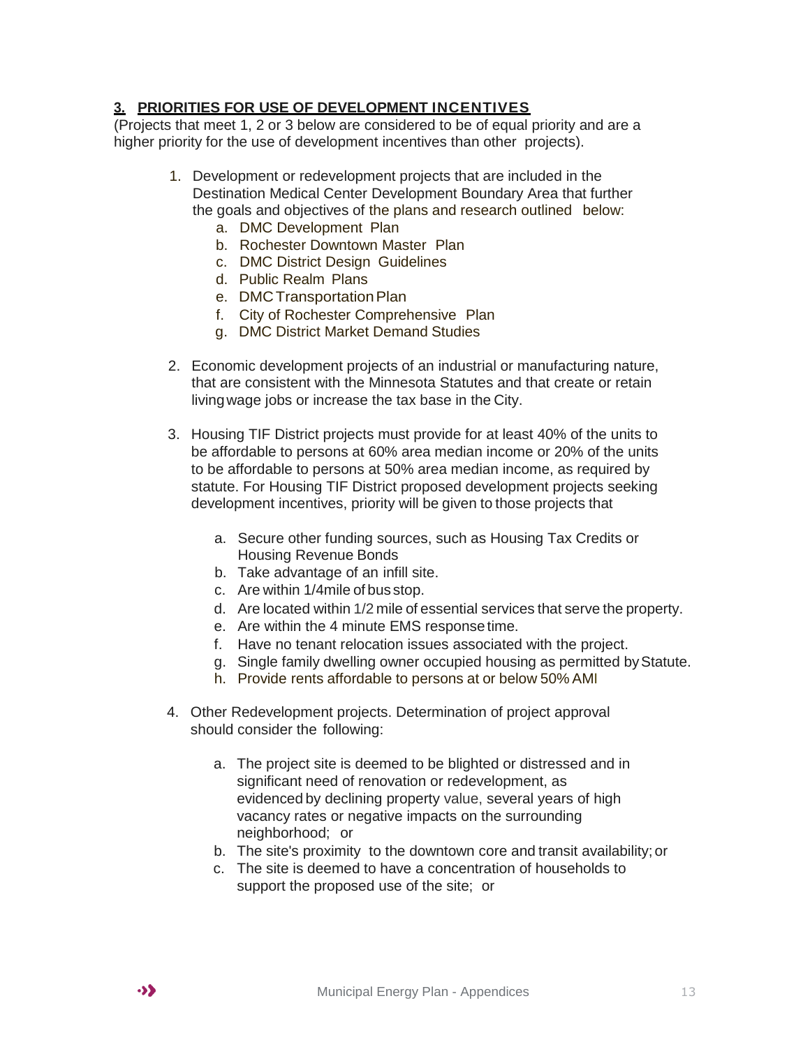**3. PRIORITIES FOR USE OF DEVELOPMENT INCENTIVES**

(Projects that meet 1, 2 or 3 below are considered to be of equal priority and are a higher priority for the use of development incentives than other projects).

1. Development or redevelopment projects that are included in the Destination Medical Center Development Boundary Area that further the goals and objectives of the plans and research outlined below:
   a. DMC Development Plan
   b. Rochester Downtown Master Plan
   c. DMC District Design Guidelines
   d. Public Realm Plans
   e. DMC Transportation Plan
   f. City of Rochester Comprehensive Plan
   g. DMC District Market Demand Studies

2. Economic development projects of an industrial or manufacturing nature, that are consistent with the Minnesota Statutes and that create or retain living wage jobs or increase the tax base in the City.

3. Housing TIF District projects must provide for at least 40% of the units to be affordable to persons at 60% area median income or 20% of the units to be affordable to persons at 50% area median income, as required by statute. For Housing TIF District proposed development projects seeking development incentives, priority will be given to those projects that

   a. Secure other funding sources, such as Housing Tax Credits or Housing Revenue Bonds
   b. Take advantage of an infill site.
   c. Are within 1/4mile of bus stop.
   d. Are located within 1/2 mile of essential services that serve the property.
   e. Are within the 4 minute EMS response time.
   f. Have no tenant relocation issues associated with the project.
   g. Single family dwelling owner occupied housing as permitted by Statute.
   h. Provide rents affordable to persons at or below 50% AMI

4. Other Redevelopment projects. Determination of project approval should consider the following:

   a. The project site is deemed to be blighted or distressed and in significant need of renovation or redevelopment, as evidenced by declining property value, several years of high vacancy rates or negative impacts on the surrounding neighborhood; or
   b. The site's proximity to the downtown core and transit availability; or
   c. The site is deemed to have a concentration of households to support the proposed use of the site; or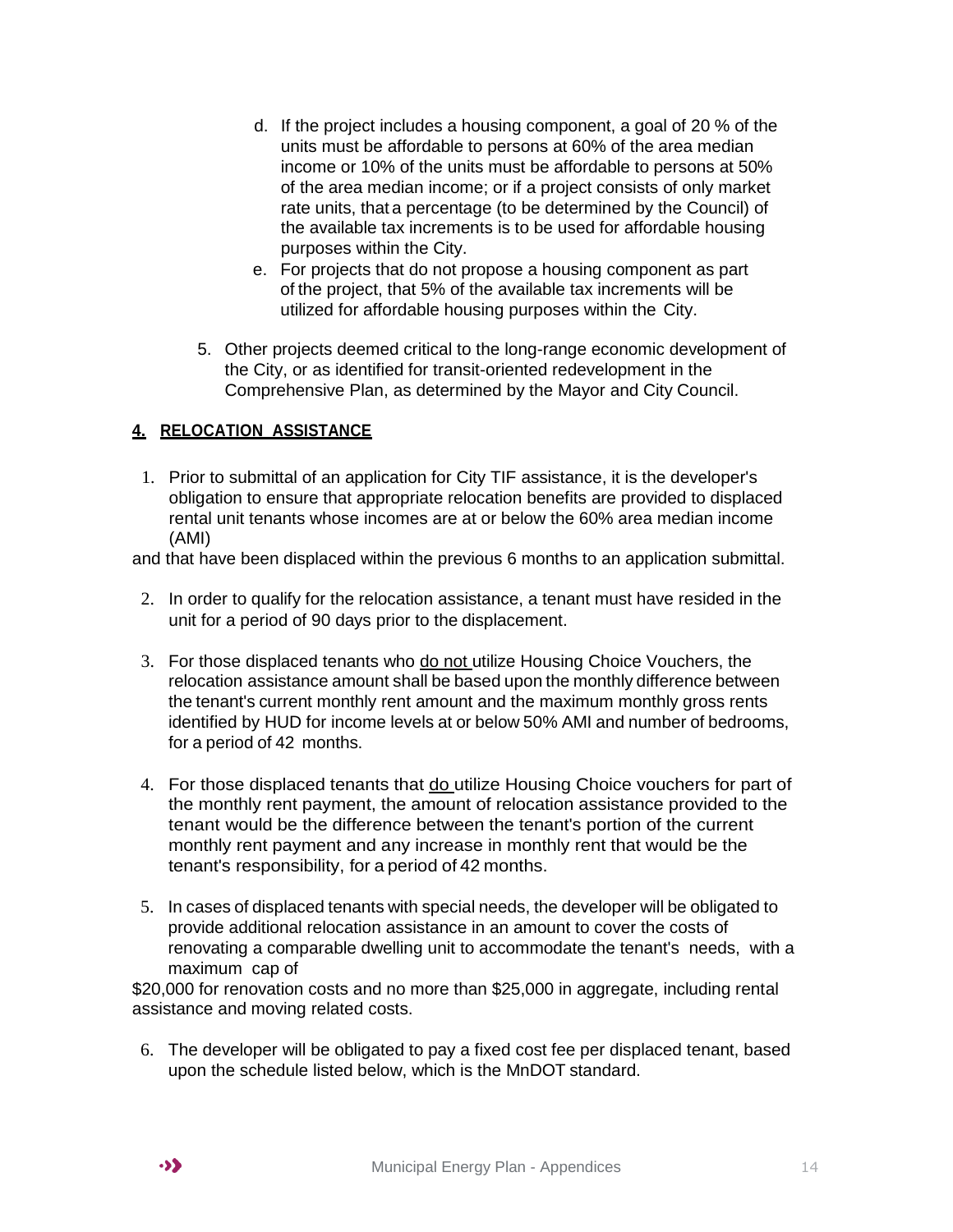d. If the project includes a housing component, a goal of 20 % of the units must be affordable to persons at 60% of the area median income or 10% of the units must be affordable to persons at 50% of the area median income; or if a project consists of only market rate units, that a percentage (to be determined by the Council) of the available tax increments is to be used for affordable housing purposes within the City.

e. For projects that do not propose a housing component as part of the project, that 5% of the available tax increments will be utilized for affordable housing purposes within the City.

5. Other projects deemed critical to the long-range economic development of the City, or as identified for transit-oriented redevelopment in the Comprehensive Plan, as determined by the Mayor and City Council.

## 4. RELOCATION ASSISTANCE

1. Prior to submittal of an application for City TIF assistance, it is the developer's obligation to ensure that appropriate relocation benefits are provided to displaced rental unit tenants whose incomes are at or below the 60% area median income (AMI) and that have been displaced within the previous 6 months to an application submittal.

2. In order to qualify for the relocation assistance, a tenant must have resided in the unit for a period of 90 days prior to the displacement.

3. For those displaced tenants who <u>do not</u> utilize Housing Choice Vouchers, the relocation assistance amount shall be based upon the monthly difference between the tenant's current monthly rent amount and the maximum monthly gross rents identified by HUD for income levels at or below 50% AMI and number of bedrooms, for a period of 42 months.

4. For those displaced tenants that <u>do</u> utilize Housing Choice vouchers for part of the monthly rent payment, the amount of relocation assistance provided to the tenant would be the difference between the tenant's portion of the current monthly rent payment and any increase in monthly rent that would be the tenant's responsibility, for a period of 42 months.

5. In cases of displaced tenants with special needs, the developer will be obligated to provide additional relocation assistance in an amount to cover the costs of renovating a comparable dwelling unit to accommodate the tenant's needs, with a maximum cap of $20,000 for renovation costs and no more than $25,000 in aggregate, including rental assistance and moving related costs.

6. The developer will be obligated to pay a fixed cost fee per displaced tenant, based upon the schedule listed below, which is the MnDOT standard.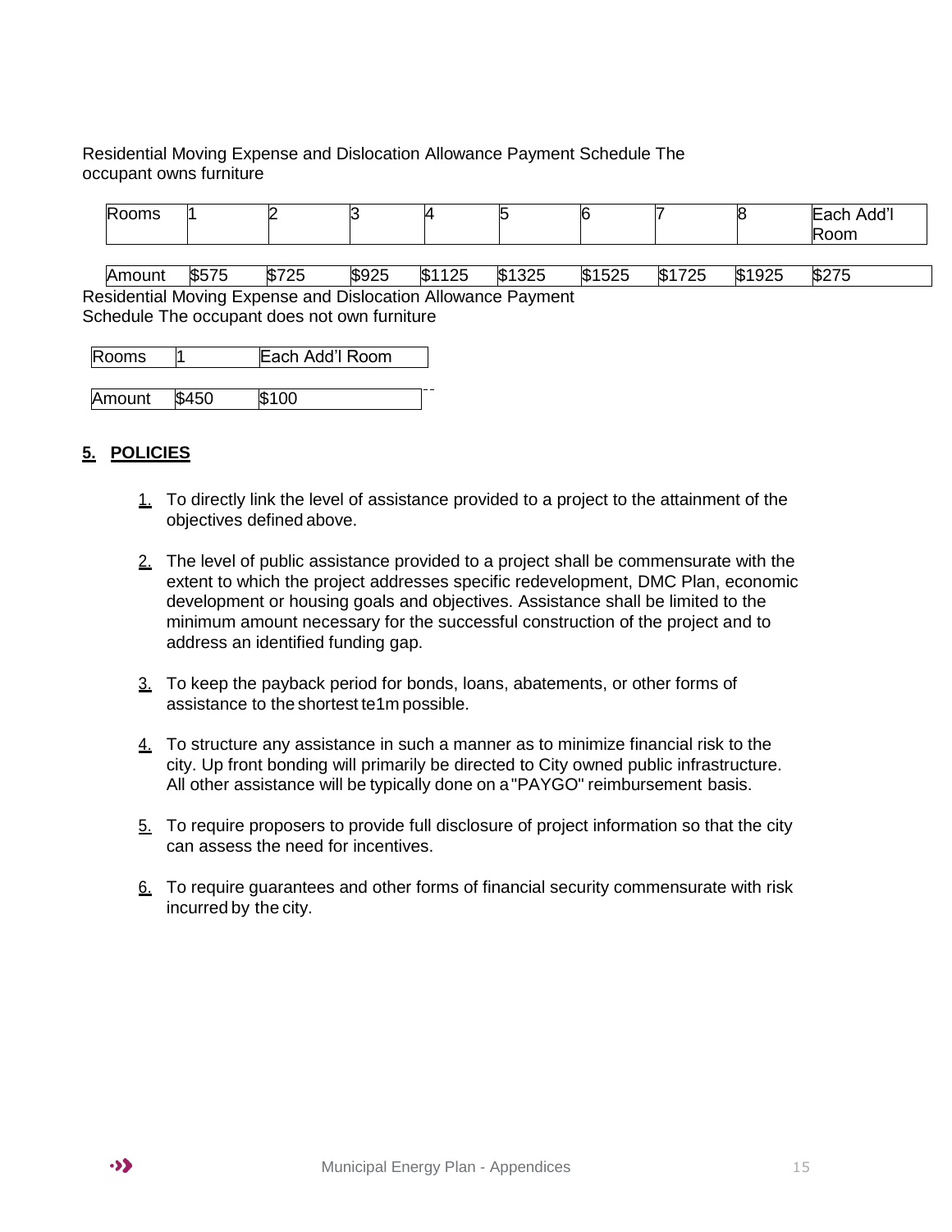Residential Moving Expense and Dislocation Allowance Payment Schedule The occupant owns furniture

| Rooms | 1 | 2 | 3 | 4 | 5 | 6 | 7 | 8 | Each Add'l Room |
| --- | --- | --- | --- | --- | --- | --- | --- | --- | --- |
| Amount | $575 | $725 | $925 | $1125 | $1325 | $1525 | $1725 | $1925 | $275 |

Residential Moving Expense and Dislocation Allowance Payment Schedule The occupant does not own furniture

| Rooms | 1 | Each Add'l Room |
| --- | --- | --- |
| Amount | $450 | $100 |

## 5. POLICIES

1. To directly link the level of assistance provided to a project to the attainment of the objectives defined above.

2. The level of public assistance provided to a project shall be commensurate with the extent to which the project addresses specific redevelopment, DMC Plan, economic development or housing goals and objectives. Assistance shall be limited to the minimum amount necessary for the successful construction of the project and to address an identified funding gap.

3. To keep the payback period for bonds, loans, abatements, or other forms of assistance to the shortest te1m possible.

4. To structure any assistance in such a manner as to minimize financial risk to the city. Up front bonding will primarily be directed to City owned public infrastructure. All other assistance will be typically done on a "PAYGO" reimbursement basis.

5. To require proposers to provide full disclosure of project information so that the city can assess the need for incentives.

6. To require guarantees and other forms of financial security commensurate with risk incurred by the city.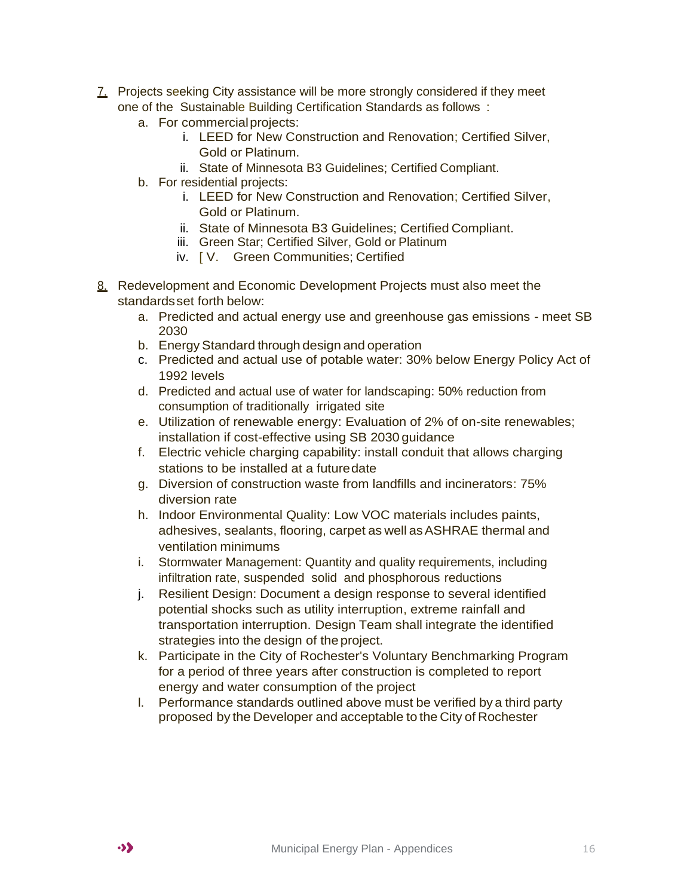7. Projects seeking City assistance will be more strongly considered if they meet one of the Sustainable Building Certification Standards as follows :
   a. For commercial projects:
      i. LEED for New Construction and Renovation; Certified Silver, Gold or Platinum.
      ii. State of Minnesota B3 Guidelines; Certified Compliant.
   b. For residential projects:
      i. LEED for New Construction and Renovation; Certified Silver, Gold or Platinum.
      ii. State of Minnesota B3 Guidelines; Certified Compliant.
      iii. Green Star; Certified Silver, Gold or Platinum
      iv. [ V. Green Communities; Certified

8. Redevelopment and Economic Development Projects must also meet the standards set forth below:
   a. Predicted and actual energy use and greenhouse gas emissions - meet SB 2030
   b. Energy Standard through design and operation
   c. Predicted and actual use of potable water: 30% below Energy Policy Act of 1992 levels
   d. Predicted and actual use of water for landscaping: 50% reduction from consumption of traditionally irrigated site
   e. Utilization of renewable energy: Evaluation of 2% of on-site renewables; installation if cost-effective using SB 2030 guidance
   f. Electric vehicle charging capability: install conduit that allows charging stations to be installed at a future date
   g. Diversion of construction waste from landfills and incinerators: 75% diversion rate
   h. Indoor Environmental Quality: Low VOC materials includes paints, adhesives, sealants, flooring, carpet as well as ASHRAE thermal and ventilation minimums
   i. Stormwater Management: Quantity and quality requirements, including infiltration rate, suspended solid and phosphorous reductions
   j. Resilient Design: Document a design response to several identified potential shocks such as utility interruption, extreme rainfall and transportation interruption. Design Team shall integrate the identified strategies into the design of the project.
   k. Participate in the City of Rochester's Voluntary Benchmarking Program for a period of three years after construction is completed to report energy and water consumption of the project
   l. Performance standards outlined above must be verified by a third party proposed by the Developer and acceptable to the City of Rochester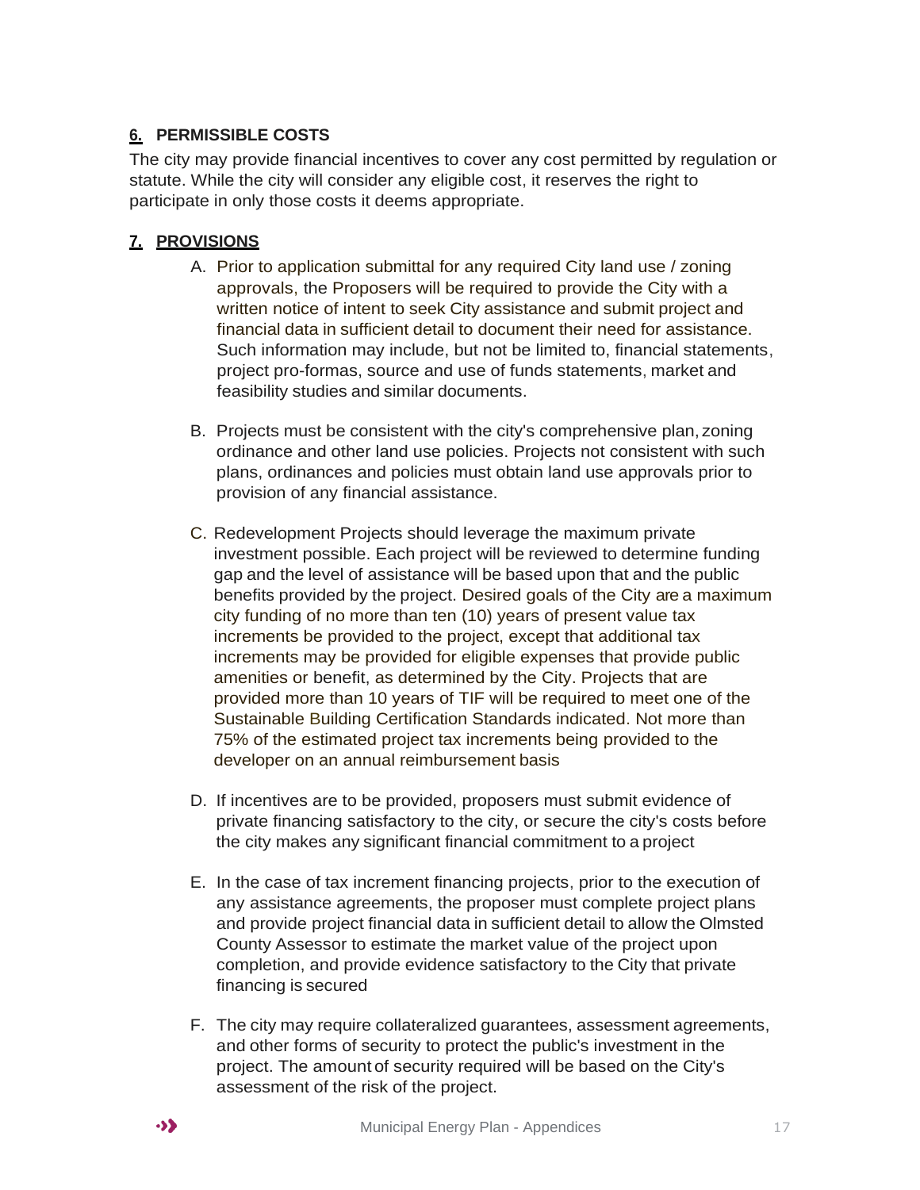## 6. PERMISSIBLE COSTS

The city may provide financial incentives to cover any cost permitted by regulation or statute. While the city will consider any eligible cost, it reserves the right to participate in only those costs it deems appropriate.

## 7. PROVISIONS

A. Prior to application submittal for any required City land use / zoning approvals, the Proposers will be required to provide the City with a written notice of intent to seek City assistance and submit project and financial data in sufficient detail to document their need for assistance. Such information may include, but not be limited to, financial statements, project pro-formas, source and use of funds statements, market and feasibility studies and similar documents.

B. Projects must be consistent with the city's comprehensive plan, zoning ordinance and other land use policies. Projects not consistent with such plans, ordinances and policies must obtain land use approvals prior to provision of any financial assistance.

C. Redevelopment Projects should leverage the maximum private investment possible. Each project will be reviewed to determine funding gap and the level of assistance will be based upon that and the public benefits provided by the project. Desired goals of the City are a maximum city funding of no more than ten (10) years of present value tax increments be provided to the project, except that additional tax increments may be provided for eligible expenses that provide public amenities or benefit, as determined by the City. Projects that are provided more than 10 years of TIF will be required to meet one of the Sustainable Building Certification Standards indicated. Not more than 75% of the estimated project tax increments being provided to the developer on an annual reimbursement basis

D. If incentives are to be provided, proposers must submit evidence of private financing satisfactory to the city, or secure the city's costs before the city makes any significant financial commitment to a project

E. In the case of tax increment financing projects, prior to the execution of any assistance agreements, the proposer must complete project plans and provide project financial data in sufficient detail to allow the Olmsted County Assessor to estimate the market value of the project upon completion, and provide evidence satisfactory to the City that private financing is secured

F. The city may require collateralized guarantees, assessment agreements, and other forms of security to protect the public's investment in the project. The amount of security required will be based on the City's assessment of the risk of the project.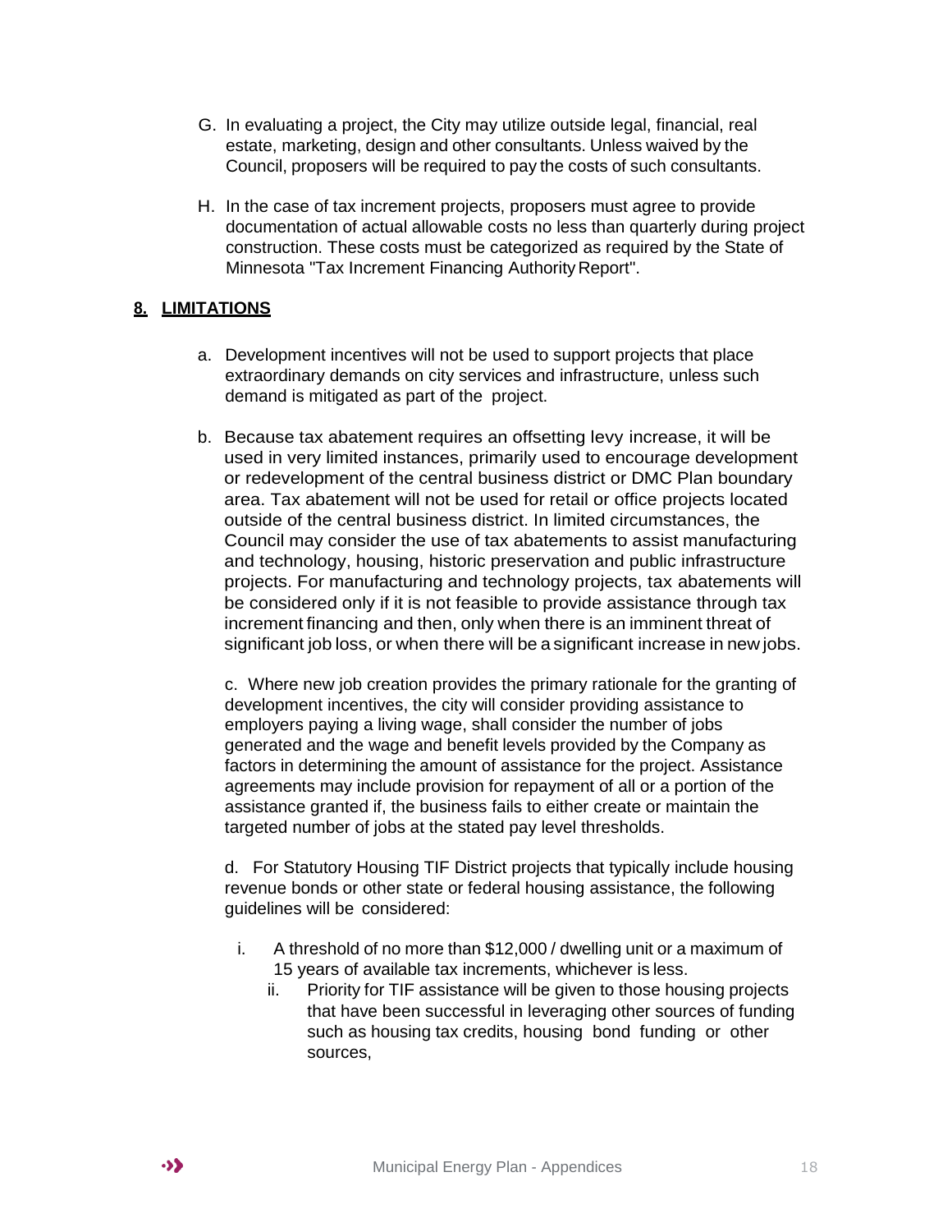G. In evaluating a project, the City may utilize outside legal, financial, real estate, marketing, design and other consultants. Unless waived by the Council, proposers will be required to pay the costs of such consultants.

H. In the case of tax increment projects, proposers must agree to provide documentation of actual allowable costs no less than quarterly during project construction. These costs must be categorized as required by the State of Minnesota "Tax Increment Financing Authority Report".

## 8. LIMITATIONS

a. Development incentives will not be used to support projects that place extraordinary demands on city services and infrastructure, unless such demand is mitigated as part of the project.

b. Because tax abatement requires an offsetting levy increase, it will be used in very limited instances, primarily used to encourage development or redevelopment of the central business district or DMC Plan boundary area. Tax abatement will not be used for retail or office projects located outside of the central business district. In limited circumstances, the Council may consider the use of tax abatements to assist manufacturing and technology, housing, historic preservation and public infrastructure projects. For manufacturing and technology projects, tax abatements will be considered only if it is not feasible to provide assistance through tax increment financing and then, only when there is an imminent threat of significant job loss, or when there will be a significant increase in new jobs.

c. Where new job creation provides the primary rationale for the granting of development incentives, the city will consider providing assistance to employers paying a living wage, shall consider the number of jobs generated and the wage and benefit levels provided by the Company as factors in determining the amount of assistance for the project. Assistance agreements may include provision for repayment of all or a portion of the assistance granted if, the business fails to either create or maintain the targeted number of jobs at the stated pay level thresholds.

d. For Statutory Housing TIF District projects that typically include housing revenue bonds or other state or federal housing assistance, the following guidelines will be considered:

i. A threshold of no more than $12,000 / dwelling unit or a maximum of 15 years of available tax increments, whichever is less.

ii. Priority for TIF assistance will be given to those housing projects that have been successful in leveraging other sources of funding such as housing tax credits, housing bond funding or other sources,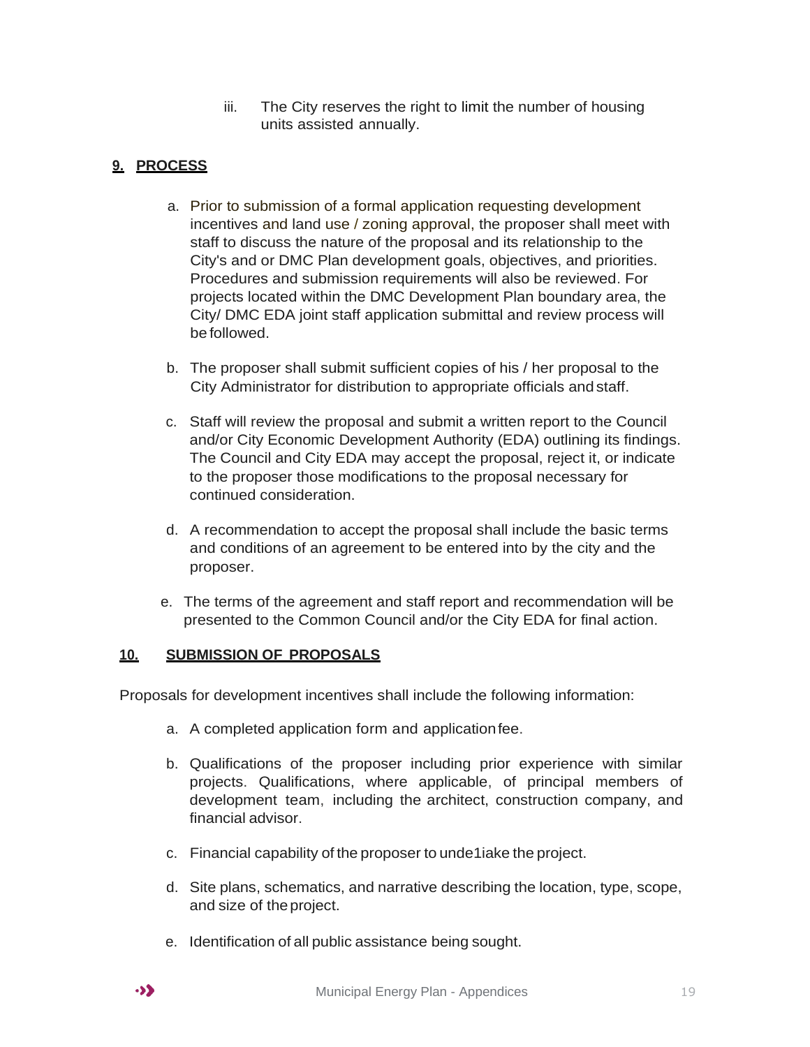iii. The City reserves the right to limit the number of housing units assisted annually.

## 9. PROCESS

a. Prior to submission of a formal application requesting development incentives and land use / zoning approval, the proposer shall meet with staff to discuss the nature of the proposal and its relationship to the City's and or DMC Plan development goals, objectives, and priorities. Procedures and submission requirements will also be reviewed. For projects located within the DMC Development Plan boundary area, the City/ DMC EDA joint staff application submittal and review process will be followed.

b. The proposer shall submit sufficient copies of his / her proposal to the City Administrator for distribution to appropriate officials and staff.

c. Staff will review the proposal and submit a written report to the Council and/or City Economic Development Authority (EDA) outlining its findings. The Council and City EDA may accept the proposal, reject it, or indicate to the proposer those modifications to the proposal necessary for continued consideration.

d. A recommendation to accept the proposal shall include the basic terms and conditions of an agreement to be entered into by the city and the proposer.

e. The terms of the agreement and staff report and recommendation will be presented to the Common Council and/or the City EDA for final action.

## 10. SUBMISSION OF PROPOSALS

Proposals for development incentives shall include the following information:

a. A completed application form and application fee.

b. Qualifications of the proposer including prior experience with similar projects. Qualifications, where applicable, of principal members of development team, including the architect, construction company, and financial advisor.

c. Financial capability of the proposer to unde1iake the project.

d. Site plans, schematics, and narrative describing the location, type, scope, and size of the project.

e. Identification of all public assistance being sought.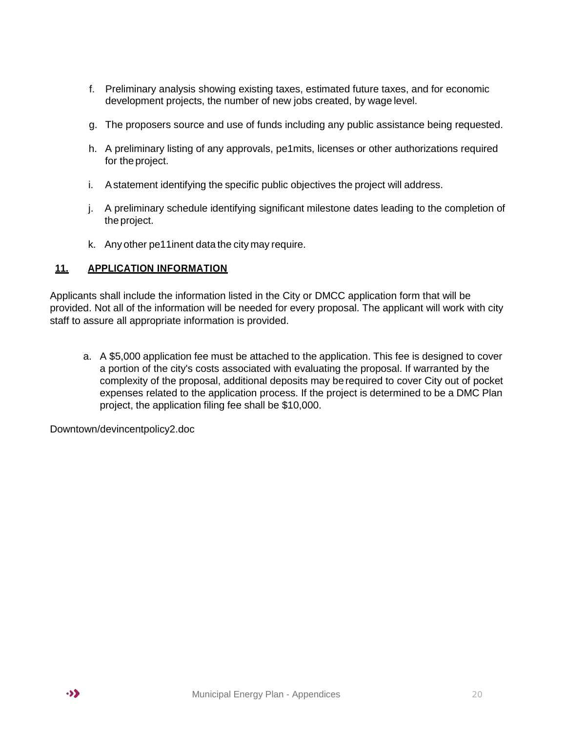f. Preliminary analysis showing existing taxes, estimated future taxes, and for economic development projects, the number of new jobs created, by wage level.

g. The proposers source and use of funds including any public assistance being requested.

h. A preliminary listing of any approvals, pe1mits, licenses or other authorizations required for the project.

i. A statement identifying the specific public objectives the project will address.

j. A preliminary schedule identifying significant milestone dates leading to the completion of the project.

k. Any other pe11inent data the city may require.

## 11. APPLICATION INFORMATION

Applicants shall include the information listed in the City or DMCC application form that will be provided. Not all of the information will be needed for every proposal. The applicant will work with city staff to assure all appropriate information is provided.

a. A $5,000 application fee must be attached to the application. This fee is designed to cover a portion of the city's costs associated with evaluating the proposal. If warranted by the complexity of the proposal, additional deposits may be required to cover City out of pocket expenses related to the application process. If the project is determined to be a DMC Plan project, the application filing fee shall be $10,000.

Downtown/devincentpolicy2.doc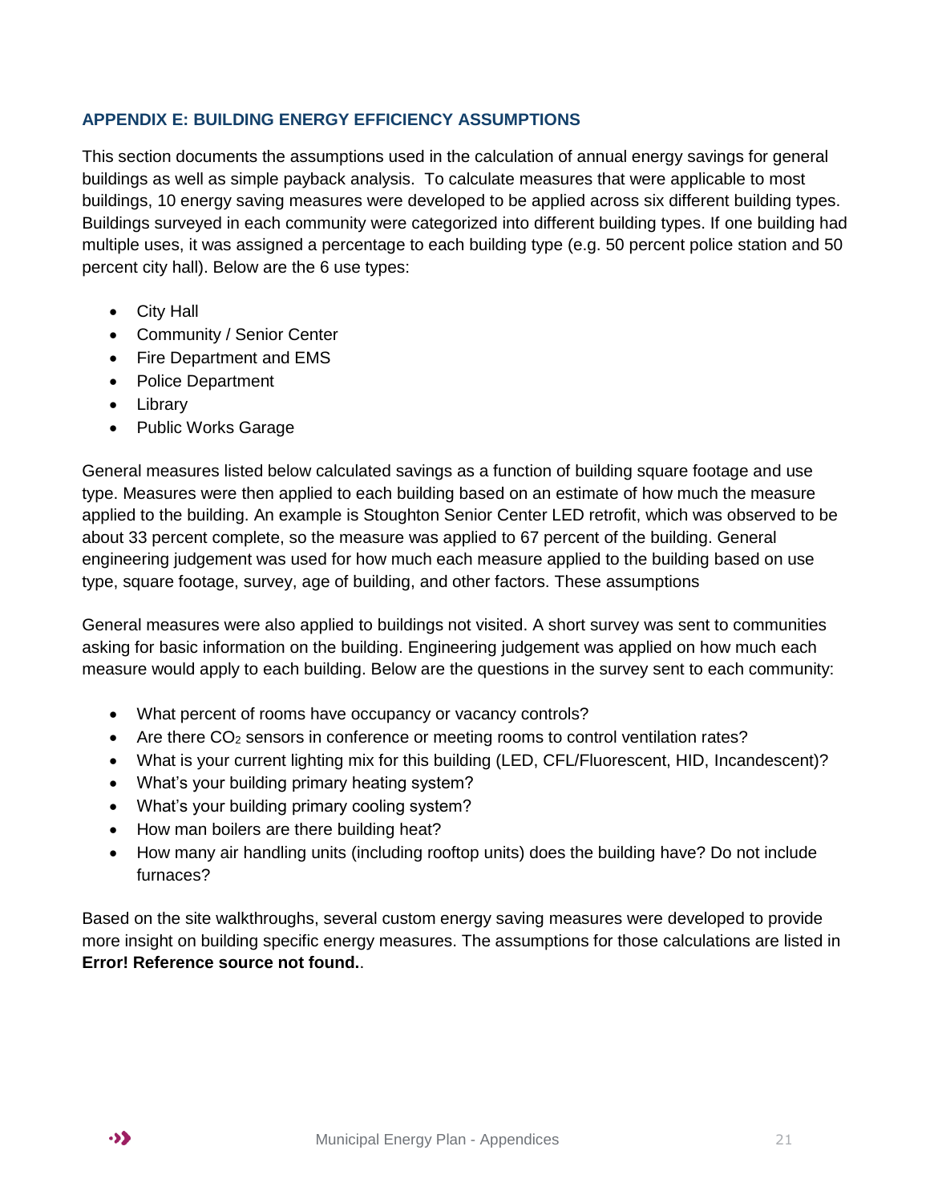## APPENDIX E: BUILDING ENERGY EFFICIENCY ASSUMPTIONS

This section documents the assumptions used in the calculation of annual energy savings for general buildings as well as simple payback analysis. To calculate measures that were applicable to most buildings, 10 energy saving measures were developed to be applied across six different building types. Buildings surveyed in each community were categorized into different building types. If one building had multiple uses, it was assigned a percentage to each building type (e.g. 50 percent police station and 50 percent city hall). Below are the 6 use types:

- City Hall
- Community / Senior Center
- Fire Department and EMS
- Police Department
- Library
- Public Works Garage

General measures listed below calculated savings as a function of building square footage and use type. Measures were then applied to each building based on an estimate of how much the measure applied to the building. An example is Stoughton Senior Center LED retrofit, which was observed to be about 33 percent complete, so the measure was applied to 67 percent of the building. General engineering judgement was used for how much each measure applied to the building based on use type, square footage, survey, age of building, and other factors. These assumptions

General measures were also applied to buildings not visited. A short survey was sent to communities asking for basic information on the building. Engineering judgement was applied on how much each measure would apply to each building. Below are the questions in the survey sent to each community:

- What percent of rooms have occupancy or vacancy controls?
- Are there $CO_2$ sensors in conference or meeting rooms to control ventilation rates?
- What is your current lighting mix for this building (LED, CFL/Fluorescent, HID, Incandescent)?
- What's your building primary heating system?
- What's your building primary cooling system?
- How man boilers are there building heat?
- How many air handling units (including rooftop units) does the building have? Do not include furnaces?

Based on the site walkthroughs, several custom energy saving measures were developed to provide more insight on building specific energy measures. The assumptions for those calculations are listed in **Error! Reference source not found.**.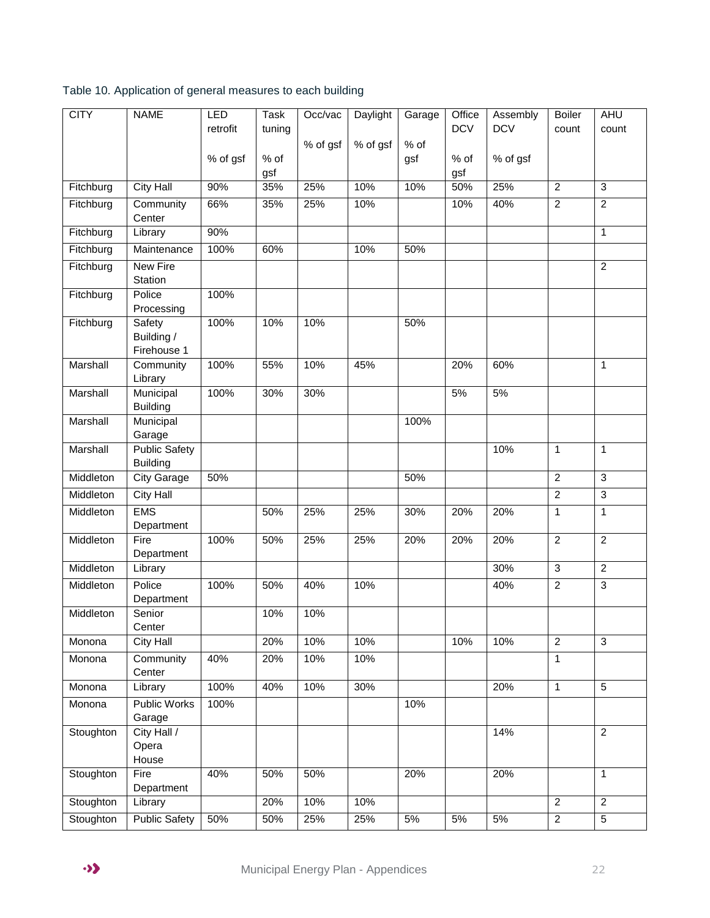Table 10. Application of general measures to each building

| CITY | NAME | LED retrofit<br><br>% of gsf | Task tuning<br><br>% of gsf | Occ/vac<br><br>% of gsf | Daylight<br><br>% of gsf | Garage<br><br>% of gsf | Office DCV<br><br>% of gsf | Assembly DCV<br><br>% of gsf | Boiler count | AHU count |
|---|---|---|---|---|---|---|---|---|---|---|
| Fitchburg | City Hall | 90% | 35% | 25% | 10% | 10% | 50% | 25% | 2 | 3 |
| Fitchburg | Community Center | 66% | 35% | 25% | 10% | | 10% | 40% | 2 | 2 |
| Fitchburg | Library | 90% | | | | | | | | 1 |
| Fitchburg | Maintenance | 100% | 60% | | 10% | 50% | | | | |
| Fitchburg | New Fire Station | | | | | | | | | 2 |
| Fitchburg | Police Processing | 100% | | | | | | | | |
| Fitchburg | Safety Building / Firehouse 1 | 100% | 10% | 10% | | 50% | | | | |
| Marshall | Community Library | 100% | 55% | 10% | 45% | | 20% | 60% | | 1 |
| Marshall | Municipal Building | 100% | 30% | 30% | | | 5% | 5% | | |
| Marshall | Municipal Garage | | | | | 100% | | | | |
| Marshall | Public Safety Building | | | | | | | 10% | 1 | 1 |
| Middleton | City Garage | 50% | | | | 50% | | | 2 | 3 |
| Middleton | City Hall | | | | | | | | 2 | 3 |
| Middleton | EMS Department | | 50% | 25% | 25% | 30% | 20% | 20% | 1 | 1 |
| Middleton | Fire Department | 100% | 50% | 25% | 25% | 20% | 20% | 20% | 2 | 2 |
| Middleton | Library | | | | | | | 30% | 3 | 2 |
| Middleton | Police Department | 100% | 50% | 40% | 10% | | | 40% | 2 | 3 |
| Middleton | Senior Center | | 10% | 10% | | | | | | |
| Monona | City Hall | | 20% | 10% | 10% | | 10% | 10% | 2 | 3 |
| Monona | Community Center | 40% | 20% | 10% | 10% | | | | 1 | |
| Monona | Library | 100% | 40% | 10% | 30% | | | 20% | 1 | 5 |
| Monona | Public Works Garage | 100% | | | | 10% | | | | |
| Stoughton | City Hall / Opera House | | | | | | | 14% | | 2 |
| Stoughton | Fire Department | 40% | 50% | 50% | | 20% | | 20% | | 1 |
| Stoughton | Library | | 20% | 10% | 10% | | | | 2 | 2 |
| Stoughton | Public Safety | 50% | 50% | 25% | 25% | 5% | 5% | 5% | 2 | 5 |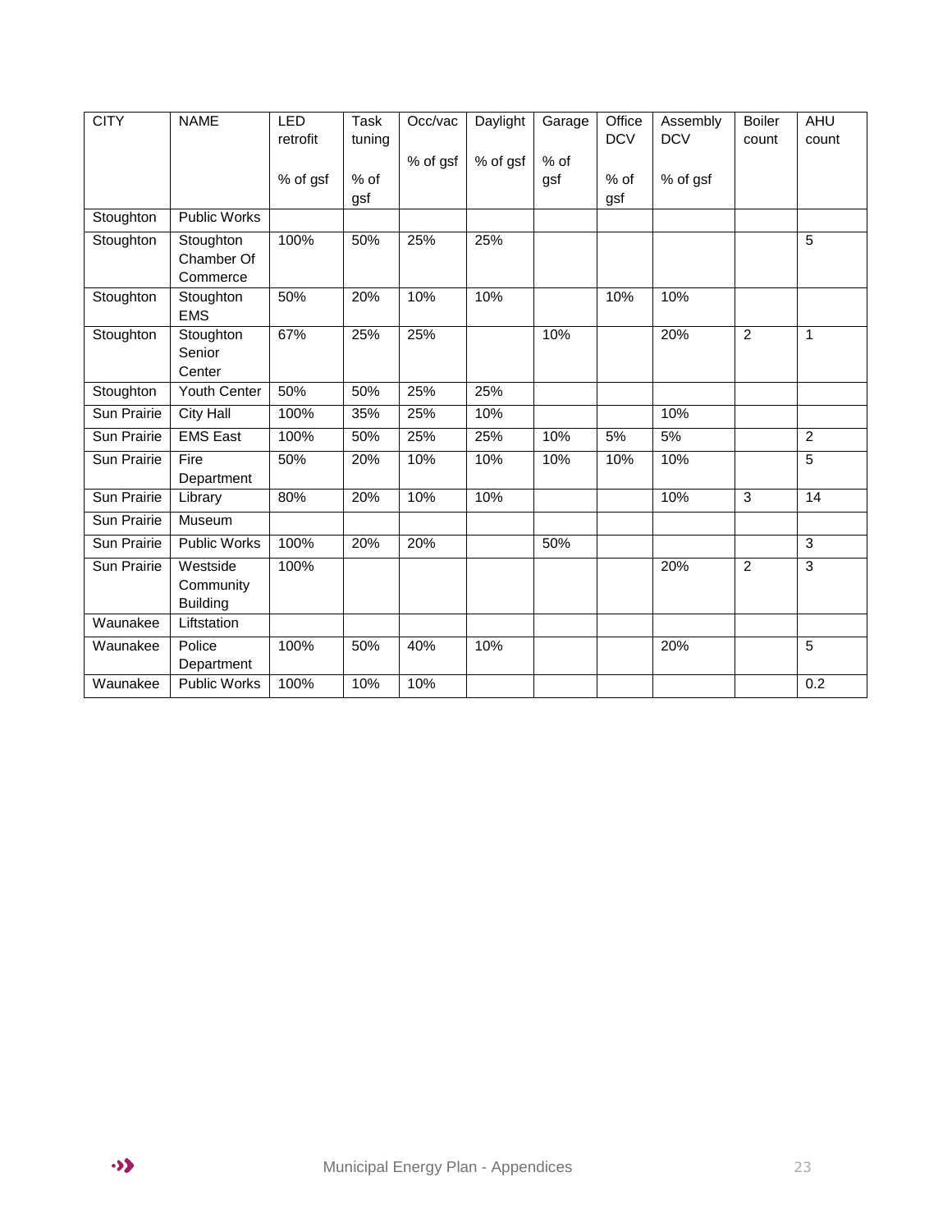| CITY | NAME | LED retrofit<br><br>% of gsf | Task tuning<br><br>% of gsf | Occ/vac<br><br>% of gsf | Daylight<br><br>% of gsf | Garage<br><br>% of gsf | Office DCV<br><br>% of gsf | Assembly DCV<br><br>% of gsf | Boiler count | AHU count |
|---|---|---|---|---|---|---|---|---|---|---|
| Stoughton | Public Works | | | | | | | | | |
| Stoughton | Stoughton Chamber Of Commerce | 100% | 50% | 25% | 25% | | | | | 5 |
| Stoughton | Stoughton EMS | 50% | 20% | 10% | 10% | | 10% | 10% | | |
| Stoughton | Stoughton Senior Center | 67% | 25% | 25% | | 10% | | 20% | 2 | 1 |
| Stoughton | Youth Center | 50% | 50% | 25% | 25% | | | | | |
| Sun Prairie | City Hall | 100% | 35% | 25% | 10% | | | 10% | | |
| Sun Prairie | EMS East | 100% | 50% | 25% | 25% | 10% | 5% | 5% | | 2 |
| Sun Prairie | Fire Department | 50% | 20% | 10% | 10% | 10% | 10% | 10% | | 5 |
| Sun Prairie | Library | 80% | 20% | 10% | 10% | | | 10% | 3 | 14 |
| Sun Prairie | Museum | | | | | | | | | |
| Sun Prairie | Public Works | 100% | 20% | 20% | | 50% | | | | 3 |
| Sun Prairie | Westside Community Building | 100% | | | | | | 20% | 2 | 3 |
| Waunakee | Liftstation | | | | | | | | | |
| Waunakee | Police Department | 100% | 50% | 40% | 10% | | | 20% | | 5 |
| Waunakee | Public Works | 100% | 10% | 10% | | | | | | 0.2 |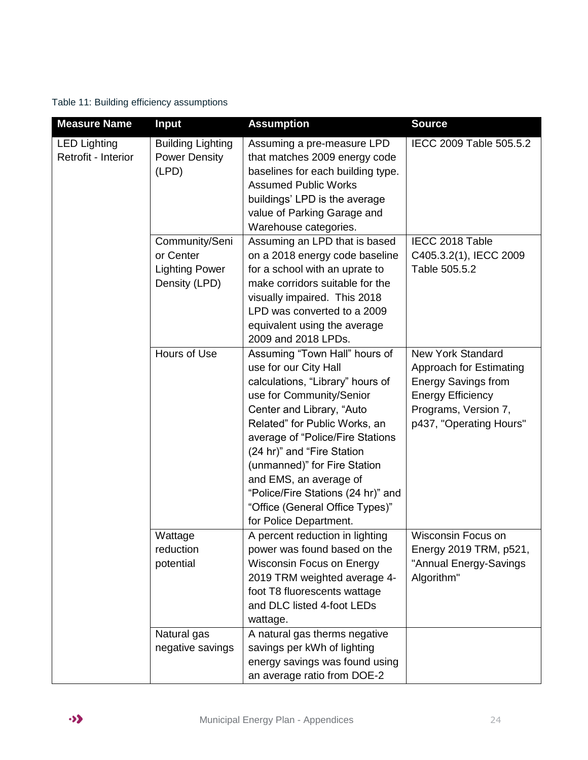Table 11: Building efficiency assumptions

| Measure Name | Input | Assumption | Source |
| --- | --- | --- | --- |
| LED Lighting Retrofit - Interior | Building Lighting Power Density (LPD) | Assuming a pre-measure LPD that matches 2009 energy code baselines for each building type. Assumed Public Works buildings' LPD is the average value of Parking Garage and Warehouse categories. | IECC 2009 Table 505.5.2 |
| | Community/Senior Center Lighting Power Density (LPD) | Assuming an LPD that is based on a 2018 energy code baseline for a school with an uprate to make corridors suitable for the visually impaired. This 2018 LPD was converted to a 2009 equivalent using the average 2009 and 2018 LPDs. | IECC 2018 Table C405.3.2(1), IECC 2009 Table 505.5.2 |
| | Hours of Use | Assuming "Town Hall" hours of use for our City Hall calculations, "Library" hours of use for Community/Senior Center and Library, "Auto Related" for Public Works, an average of "Police/Fire Stations (24 hr)" and "Fire Station (unmanned)" for Fire Station and EMS, an average of "Police/Fire Stations (24 hr)" and "Office (General Office Types)" for Police Department. | New York Standard Approach for Estimating Energy Savings from Energy Efficiency Programs, Version 7, p437, "Operating Hours" |
| | Wattage reduction potential | A percent reduction in lighting power was found based on the Wisconsin Focus on Energy 2019 TRM weighted average 4-foot T8 fluorescents wattage and DLC listed 4-foot LEDs wattage. | Wisconsin Focus on Energy 2019 TRM, p521, "Annual Energy-Savings Algorithm" |
| | Natural gas negative savings | A natural gas therms negative savings per kWh of lighting energy savings was found using an average ratio from DOE-2 | |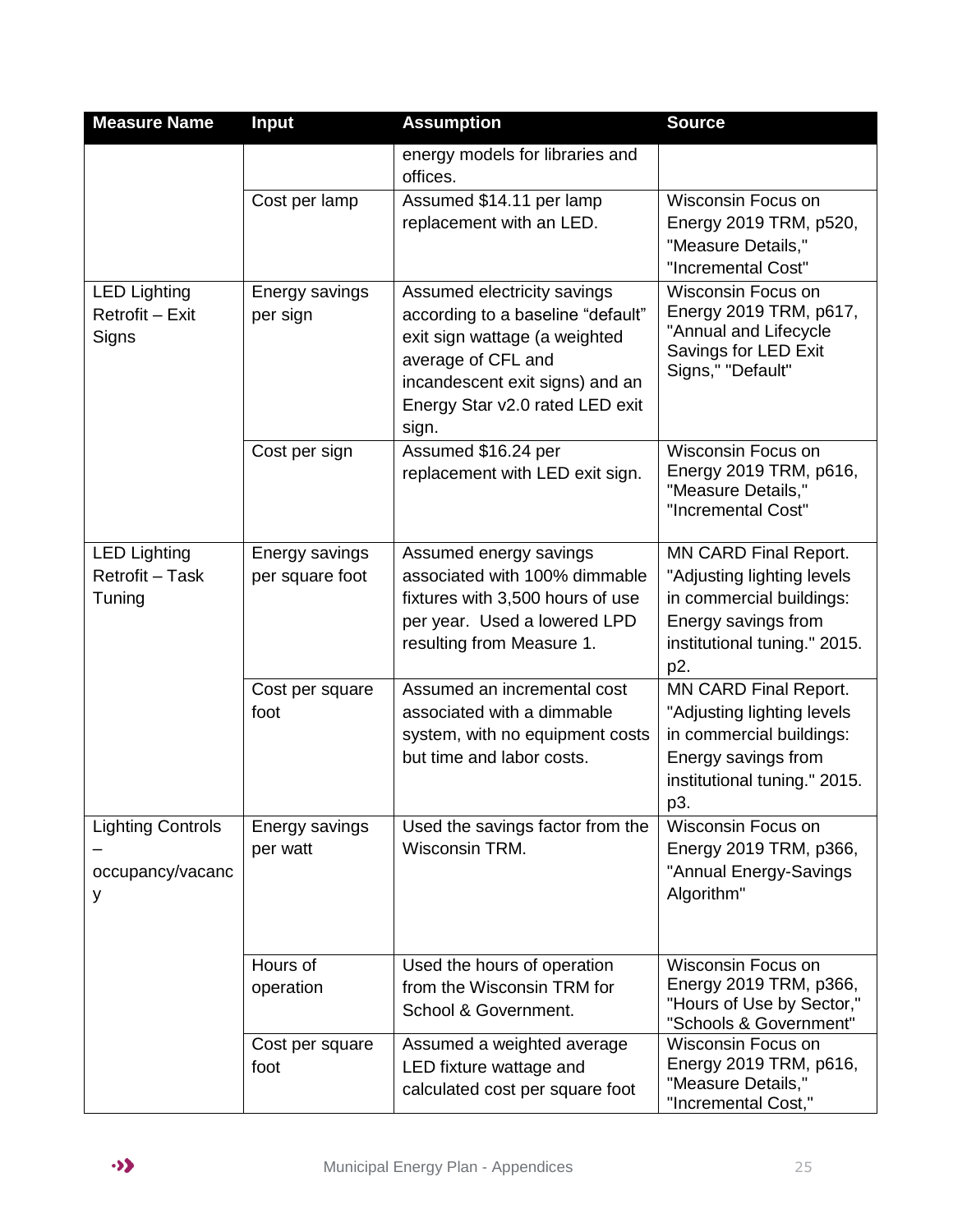| Measure Name | Input | Assumption | Source |
|---|---|---|---|
| | | energy models for libraries and offices. | |
| | Cost per lamp | Assumed $14.11 per lamp replacement with an LED. | Wisconsin Focus on Energy 2019 TRM, p520, "Measure Details," "Incremental Cost" |
| LED Lighting Retrofit – Exit Signs | Energy savings per sign | Assumed electricity savings according to a baseline "default" exit sign wattage (a weighted average of CFL and incandescent exit signs) and an Energy Star v2.0 rated LED exit sign. | Wisconsin Focus on Energy 2019 TRM, p617, "Annual and Lifecycle Savings for LED Exit Signs," "Default" |
| | Cost per sign | Assumed $16.24 per replacement with LED exit sign. | Wisconsin Focus on Energy 2019 TRM, p616, "Measure Details," "Incremental Cost" |
| LED Lighting Retrofit – Task Tuning | Energy savings per square foot | Assumed energy savings associated with 100% dimmable fixtures with 3,500 hours of use per year. Used a lowered LPD resulting from Measure 1. | MN CARD Final Report. "Adjusting lighting levels in commercial buildings: Energy savings from institutional tuning." 2015. p2. |
| | Cost per square foot | Assumed an incremental cost associated with a dimmable system, with no equipment costs but time and labor costs. | MN CARD Final Report. "Adjusting lighting levels in commercial buildings: Energy savings from institutional tuning." 2015. p3. |
| Lighting Controls – occupancy/vacancy | Energy savings per watt | Used the savings factor from the Wisconsin TRM. | Wisconsin Focus on Energy 2019 TRM, p366, "Annual Energy-Savings Algorithm" |
| | Hours of operation | Used the hours of operation from the Wisconsin TRM for School & Government. | Wisconsin Focus on Energy 2019 TRM, p366, "Hours of Use by Sector," "Schools & Government" |
| | Cost per square foot | Assumed a weighted average LED fixture wattage and calculated cost per square foot | Wisconsin Focus on Energy 2019 TRM, p616, "Measure Details," "Incremental Cost," |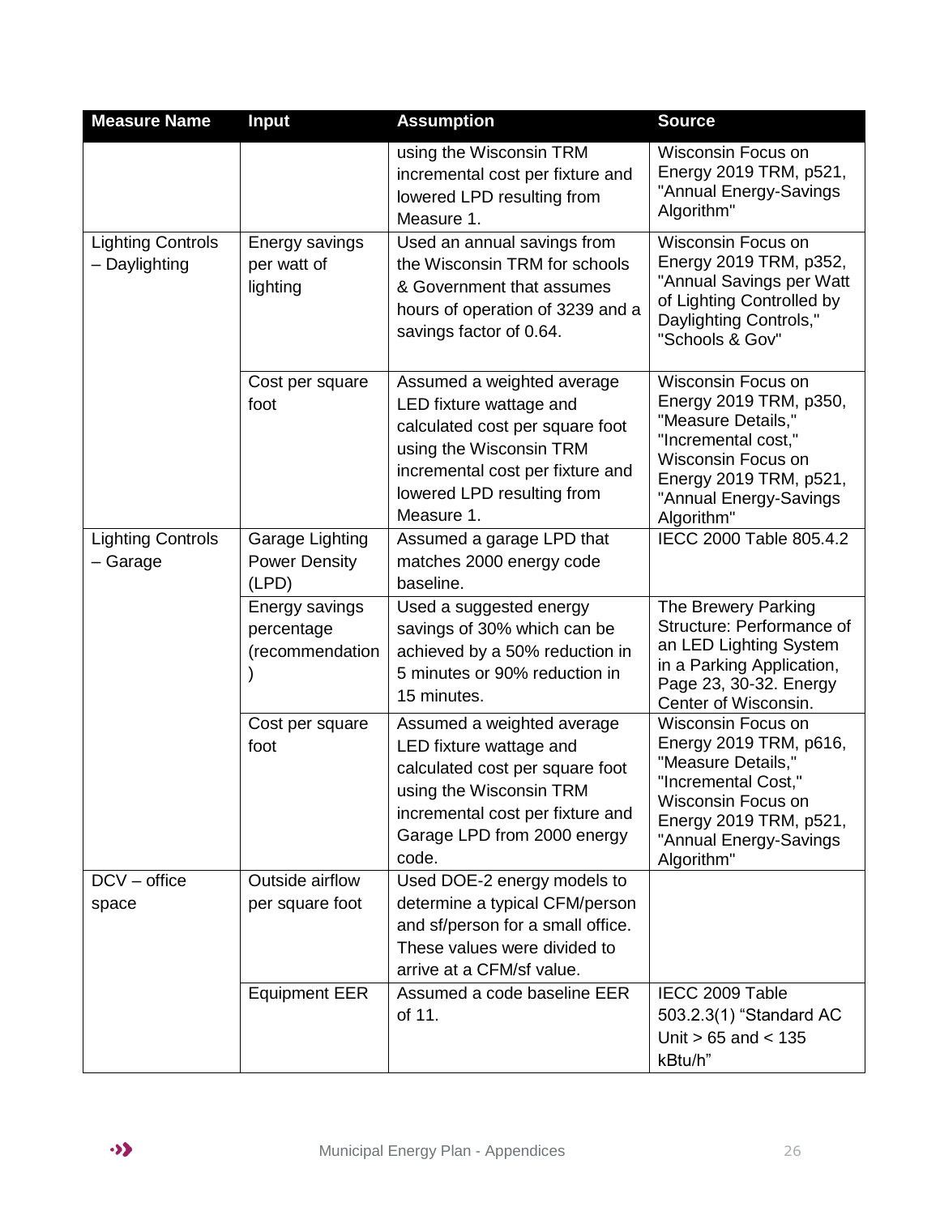| Measure Name | Input | Assumption | Source |
|---|---|---|---|
| | | using the Wisconsin TRM incremental cost per fixture and lowered LPD resulting from Measure 1. | Wisconsin Focus on Energy 2019 TRM, p521, "Annual Energy-Savings Algorithm" |
| Lighting Controls – Daylighting | Energy savings per watt of lighting | Used an annual savings from the Wisconsin TRM for schools & Government that assumes hours of operation of 3239 and a savings factor of 0.64. | Wisconsin Focus on Energy 2019 TRM, p352, "Annual Savings per Watt of Lighting Controlled by Daylighting Controls," "Schools & Gov" |
| | Cost per square foot | Assumed a weighted average LED fixture wattage and calculated cost per square foot using the Wisconsin TRM incremental cost per fixture and lowered LPD resulting from Measure 1. | Wisconsin Focus on Energy 2019 TRM, p350, "Measure Details," "Incremental cost," Wisconsin Focus on Energy 2019 TRM, p521, "Annual Energy-Savings Algorithm" |
| Lighting Controls – Garage | Garage Lighting Power Density (LPD) | Assumed a garage LPD that matches 2000 energy code baseline. | IECC 2000 Table 805.4.2 |
| | Energy savings percentage (recommendation) | Used a suggested energy savings of 30% which can be achieved by a 50% reduction in 5 minutes or 90% reduction in 15 minutes. | The Brewery Parking Structure: Performance of an LED Lighting System in a Parking Application, Page 23, 30-32. Energy Center of Wisconsin. |
| | Cost per square foot | Assumed a weighted average LED fixture wattage and calculated cost per square foot using the Wisconsin TRM incremental cost per fixture and Garage LPD from 2000 energy code. | Wisconsin Focus on Energy 2019 TRM, p616, "Measure Details," "Incremental Cost," Wisconsin Focus on Energy 2019 TRM, p521, "Annual Energy-Savings Algorithm" |
| DCV – office space | Outside airflow per square foot | Used DOE-2 energy models to determine a typical CFM/person and sf/person for a small office. These values were divided to arrive at a CFM/sf value. | |
| | Equipment EER | Assumed a code baseline EER of 11. | IECC 2009 Table 503.2.3(1) "Standard AC Unit > 65 and < 135 kBtu/h" |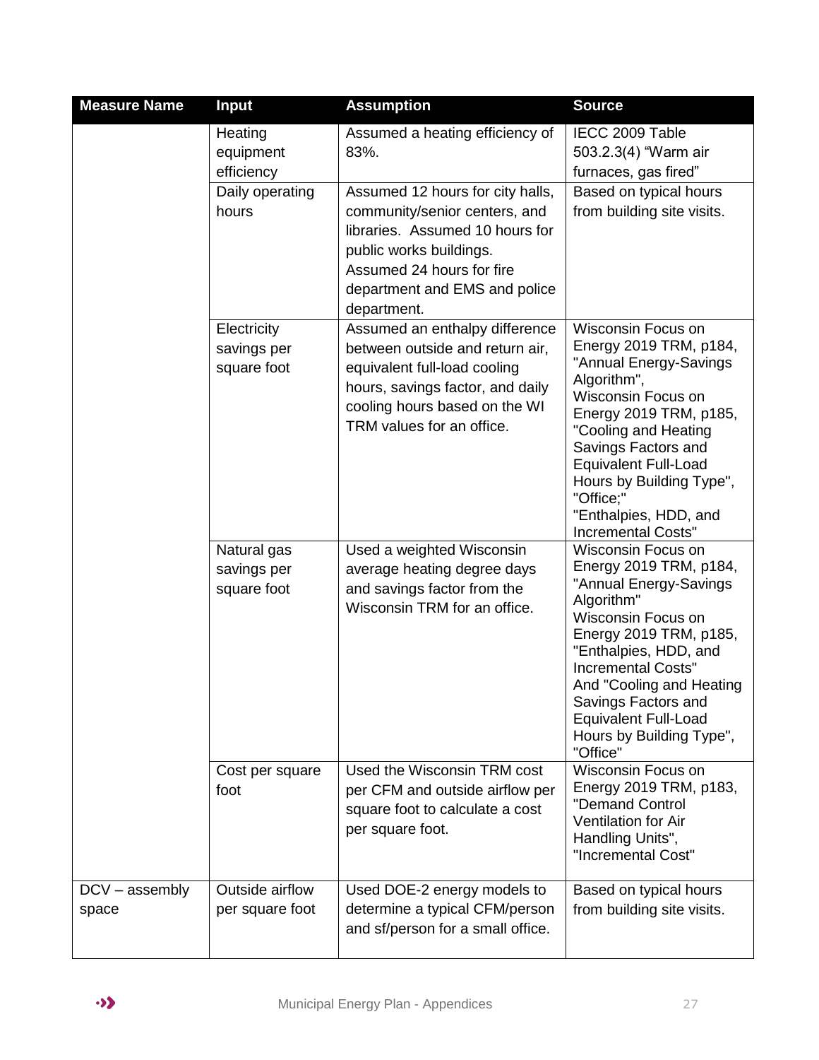| Measure Name | Input | Assumption | Source |
|---|---|---|---|
| | Heating equipment efficiency | Assumed a heating efficiency of 83%. | IECC 2009 Table 503.2.3(4) "Warm air furnaces, gas fired" |
| | Daily operating hours | Assumed 12 hours for city halls, community/senior centers, and libraries. Assumed 10 hours for public works buildings. Assumed 24 hours for fire department and EMS and police department. | Based on typical hours from building site visits. |
| | Electricity savings per square foot | Assumed an enthalpy difference between outside and return air, equivalent full-load cooling hours, savings factor, and daily cooling hours based on the WI TRM values for an office. | Wisconsin Focus on Energy 2019 TRM, p184, "Annual Energy-Savings Algorithm", Wisconsin Focus on Energy 2019 TRM, p185, "Cooling and Heating Savings Factors and Equivalent Full-Load Hours by Building Type", "Office;" "Enthalpies, HDD, and Incremental Costs" |
| | Natural gas savings per square foot | Used a weighted Wisconsin average heating degree days and savings factor from the Wisconsin TRM for an office. | Wisconsin Focus on Energy 2019 TRM, p184, "Annual Energy-Savings Algorithm" Wisconsin Focus on Energy 2019 TRM, p185, "Enthalpies, HDD, and Incremental Costs" And "Cooling and Heating Savings Factors and Equivalent Full-Load Hours by Building Type", "Office" |
| | Cost per square foot | Used the Wisconsin TRM cost per CFM and outside airflow per square foot to calculate a cost per square foot. | Wisconsin Focus on Energy 2019 TRM, p183, "Demand Control Ventilation for Air Handling Units", "Incremental Cost" |
| DCV – assembly space | Outside airflow per square foot | Used DOE-2 energy models to determine a typical CFM/person and sf/person for a small office. | Based on typical hours from building site visits. |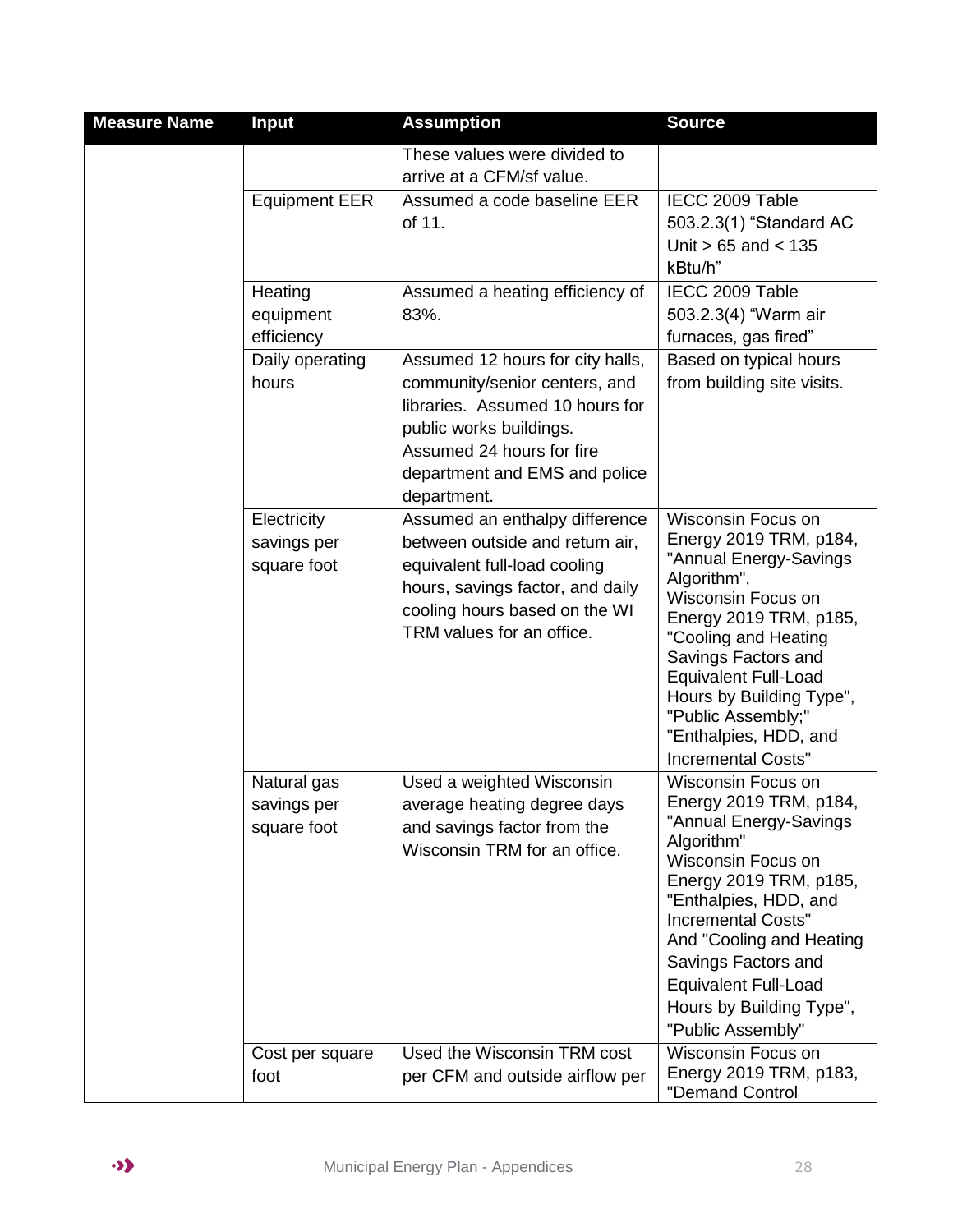| Measure Name | Input | Assumption | Source |
|---|---|---|---|
| | | These values were divided to arrive at a CFM/sf value. | |
| | Equipment EER | Assumed a code baseline EER of 11. | IECC 2009 Table 503.2.3(1) "Standard AC Unit > 65 and < 135 kBtu/h" |
| | Heating equipment efficiency | Assumed a heating efficiency of 83%. | IECC 2009 Table 503.2.3(4) "Warm air furnaces, gas fired" |
| | Daily operating hours | Assumed 12 hours for city halls, community/senior centers, and libraries. Assumed 10 hours for public works buildings. Assumed 24 hours for fire department and EMS and police department. | Based on typical hours from building site visits. |
| | Electricity savings per square foot | Assumed an enthalpy difference between outside and return air, equivalent full-load cooling hours, savings factor, and daily cooling hours based on the WI TRM values for an office. | Wisconsin Focus on Energy 2019 TRM, p184, "Annual Energy-Savings Algorithm", Wisconsin Focus on Energy 2019 TRM, p185, "Cooling and Heating Savings Factors and Equivalent Full-Load Hours by Building Type", "Public Assembly;" "Enthalpies, HDD, and Incremental Costs" |
| | Natural gas savings per square foot | Used a weighted Wisconsin average heating degree days and savings factor from the Wisconsin TRM for an office. | Wisconsin Focus on Energy 2019 TRM, p184, "Annual Energy-Savings Algorithm" Wisconsin Focus on Energy 2019 TRM, p185, "Enthalpies, HDD, and Incremental Costs" And "Cooling and Heating Savings Factors and Equivalent Full-Load Hours by Building Type", "Public Assembly" |
| | Cost per square foot | Used the Wisconsin TRM cost per CFM and outside airflow per | Wisconsin Focus on Energy 2019 TRM, p183, "Demand Control |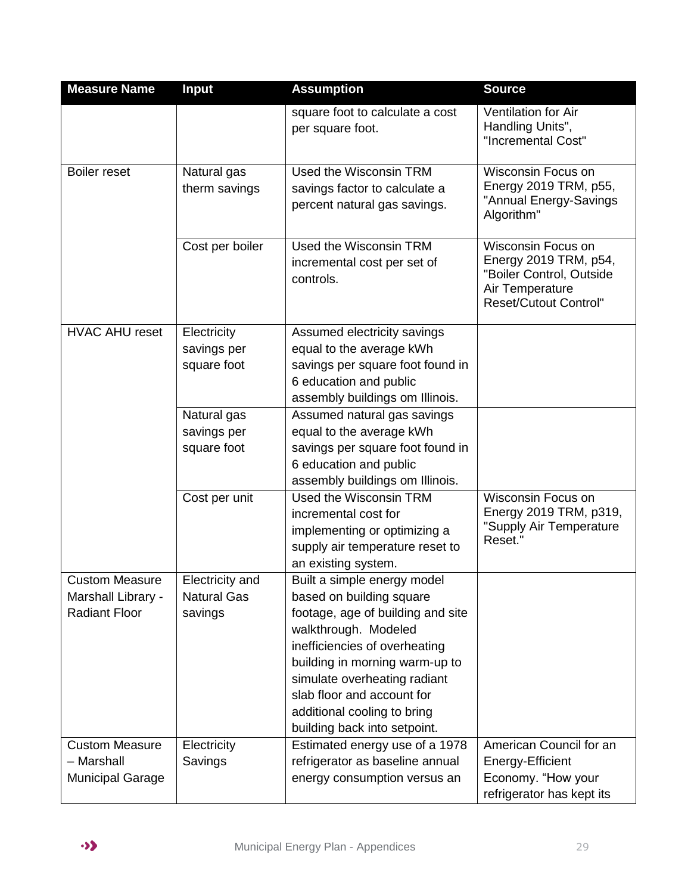| Measure Name | Input | Assumption | Source |
|---|---|---|---|
| | | square foot to calculate a cost per square foot. | Ventilation for Air Handling Units", "Incremental Cost" |
| Boiler reset | Natural gas therm savings | Used the Wisconsin TRM savings factor to calculate a percent natural gas savings. | Wisconsin Focus on Energy 2019 TRM, p55, "Annual Energy-Savings Algorithm" |
| | Cost per boiler | Used the Wisconsin TRM incremental cost per set of controls. | Wisconsin Focus on Energy 2019 TRM, p54, "Boiler Control, Outside Air Temperature Reset/Cutout Control" |
| HVAC AHU reset | Electricity savings per square foot | Assumed electricity savings equal to the average kWh savings per square foot found in 6 education and public assembly buildings om Illinois. | |
| | Natural gas savings per square foot | Assumed natural gas savings equal to the average kWh savings per square foot found in 6 education and public assembly buildings om Illinois. | |
| | Cost per unit | Used the Wisconsin TRM incremental cost for implementing or optimizing a supply air temperature reset to an existing system. | Wisconsin Focus on Energy 2019 TRM, p319, "Supply Air Temperature Reset." |
| Custom Measure Marshall Library - Radiant Floor | Electricity and Natural Gas savings | Built a simple energy model based on building square footage, age of building and site walkthrough. Modeled inefficiencies of overheating building in morning warm-up to simulate overheating radiant slab floor and account for additional cooling to bring building back into setpoint. | |
| Custom Measure – Marshall Municipal Garage | Electricity Savings | Estimated energy use of a 1978 refrigerator as baseline annual energy consumption versus an | American Council for an Energy-Efficient Economy. "How your refrigerator has kept its |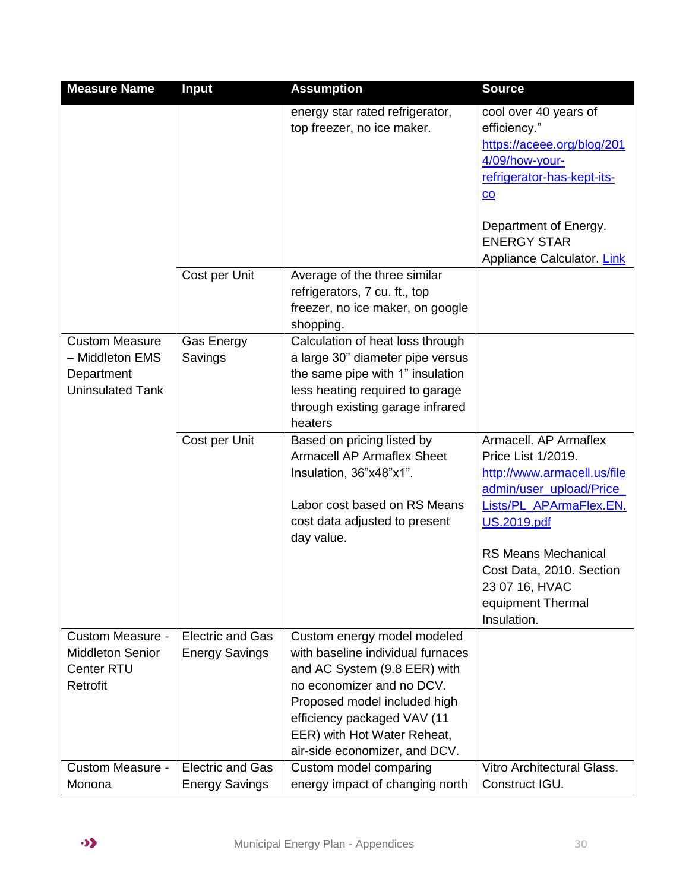| Measure Name | Input | Assumption | Source |
|---|---|---|---|
| | | energy star rated refrigerator, top freezer, no ice maker. | cool over 40 years of efficiency." https://aceee.org/blog/2014/09/how-your-refrigerator-has-kept-its-co<br><br>Department of Energy. ENERGY STAR Appliance Calculator. Link |
| | Cost per Unit | Average of the three similar refrigerators, 7 cu. ft., top freezer, no ice maker, on google shopping. | |
| Custom Measure – Middleton EMS Department Uninsulated Tank | Gas Energy Savings | Calculation of heat loss through a large 30" diameter pipe versus the same pipe with 1" insulation less heating required to garage through existing garage infrared heaters | |
| | Cost per Unit | Based on pricing listed by Armacell AP Armaflex Sheet Insulation, 36"x48"x1".<br><br>Labor cost based on RS Means cost data adjusted to present day value. | Armacell. AP Armaflex Price List 1/2019. http://www.armacell.us/fileadmin/user_upload/Price_Lists/PL_APArmaFlex.EN.US.2019.pdf<br><br>RS Means Mechanical Cost Data, 2010. Section 23 07 16, HVAC equipment Thermal Insulation. |
| Custom Measure - Middleton Senior Center RTU Retrofit | Electric and Gas Energy Savings | Custom energy model modeled with baseline individual furnaces and AC System (9.8 EER) with no economizer and no DCV. Proposed model included high efficiency packaged VAV (11 EER) with Hot Water Reheat, air-side economizer, and DCV. | |
| Custom Measure - Monona | Electric and Gas Energy Savings | Custom model comparing energy impact of changing north | Vitro Architectural Glass. Construct IGU. |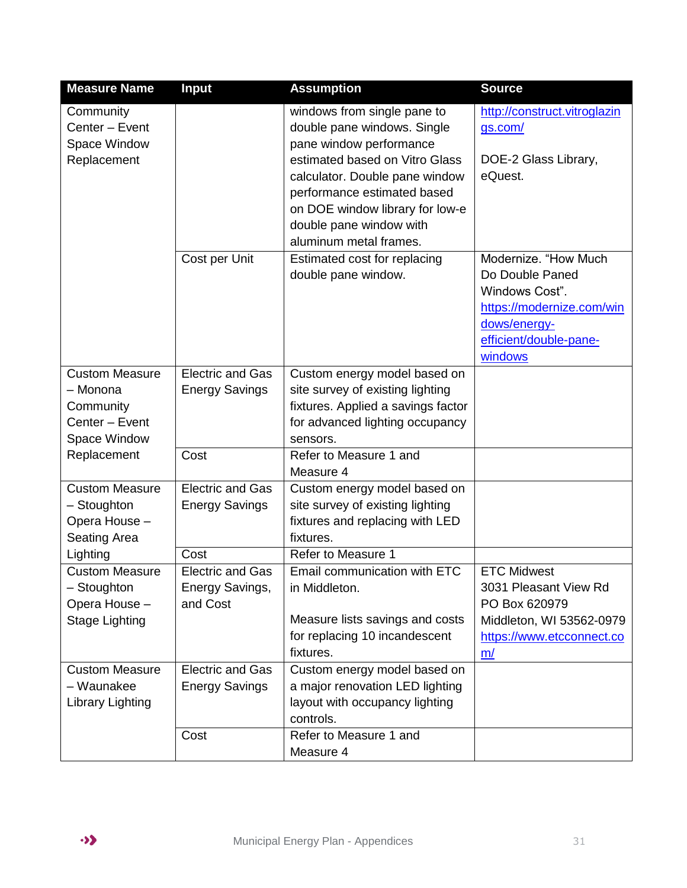| Measure Name | Input | Assumption | Source |
|---|---|---|---|
| Community Center – Event Space Window Replacement | | windows from single pane to double pane windows. Single pane window performance estimated based on Vitro Glass calculator. Double pane window performance estimated based on DOE window library for low-e double pane window with aluminum metal frames. | http://construct.vitroglazings.com/ DOE-2 Glass Library, eQuest. |
| | Cost per Unit | Estimated cost for replacing double pane window. | Modernize. "How Much Do Double Paned Windows Cost". https://modernize.com/windows/energy-efficient/double-pane-windows |
| Custom Measure – Monona Community Center – Event Space Window Replacement | Electric and Gas Energy Savings | Custom energy model based on site survey of existing lighting fixtures. Applied a savings factor for advanced lighting occupancy sensors. | |
| | Cost | Refer to Measure 1 and Measure 4 | |
| Custom Measure – Stoughton Opera House – Seating Area Lighting | Electric and Gas Energy Savings | Custom energy model based on site survey of existing lighting fixtures and replacing with LED fixtures. | |
| | Cost | Refer to Measure 1 | |
| Custom Measure – Stoughton Opera House – Stage Lighting | Electric and Gas Energy Savings, and Cost | Email communication with ETC in Middleton. Measure lists savings and costs for replacing 10 incandescent fixtures. | ETC Midwest 3031 Pleasant View Rd PO Box 620979 Middleton, WI 53562-0979 https://www.etcconnect.com/ |
| Custom Measure – Waunakee Library Lighting | Electric and Gas Energy Savings | Custom energy model based on a major renovation LED lighting layout with occupancy lighting controls. | |
| | Cost | Refer to Measure 1 and Measure 4 | |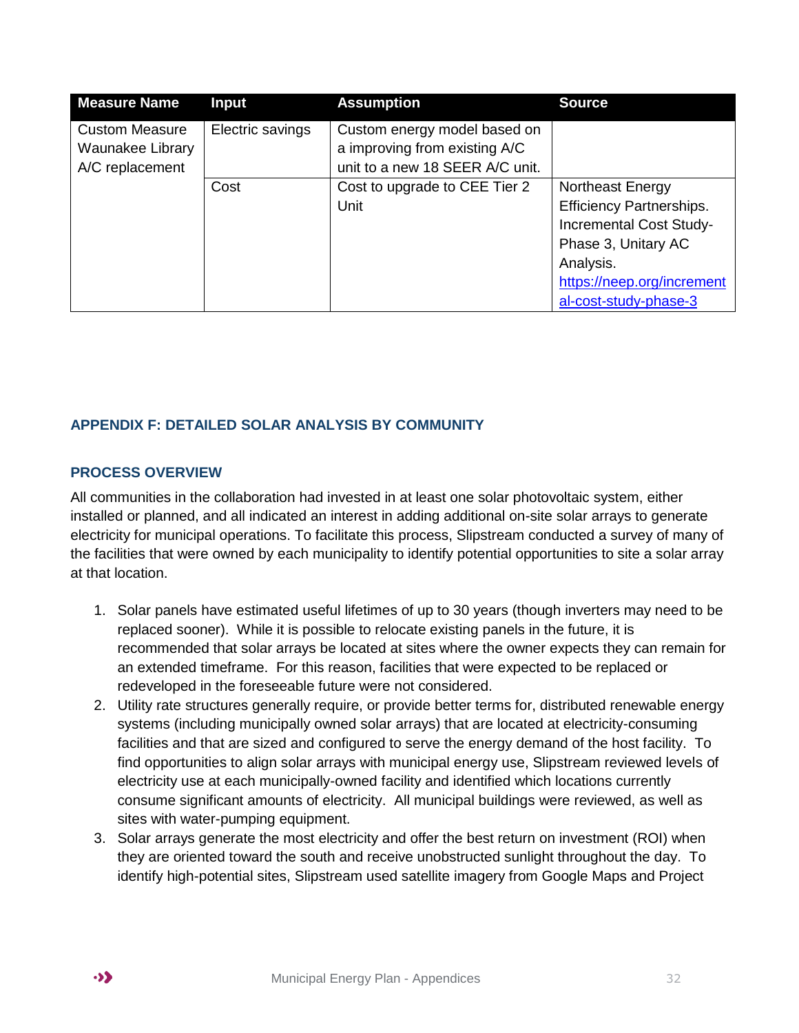| Measure Name | Input | Assumption | Source |
|---|---|---|---|
| Custom Measure Waunakee Library A/C replacement | Electric savings | Custom energy model based on a improving from existing A/C unit to a new 18 SEER A/C unit. | |
| | Cost | Cost to upgrade to CEE Tier 2 Unit | Northeast Energy Efficiency Partnerships. Incremental Cost Study- Phase 3, Unitary AC Analysis. https://neep.org/incremental-cost-study-phase-3 |

## APPENDIX F: DETAILED SOLAR ANALYSIS BY COMMUNITY

### PROCESS OVERVIEW

All communities in the collaboration had invested in at least one solar photovoltaic system, either installed or planned, and all indicated an interest in adding additional on-site solar arrays to generate electricity for municipal operations. To facilitate this process, Slipstream conducted a survey of many of the facilities that were owned by each municipality to identify potential opportunities to site a solar array at that location.

1. Solar panels have estimated useful lifetimes of up to 30 years (though inverters may need to be replaced sooner). While it is possible to relocate existing panels in the future, it is recommended that solar arrays be located at sites where the owner expects they can remain for an extended timeframe. For this reason, facilities that were expected to be replaced or redeveloped in the foreseeable future were not considered.
2. Utility rate structures generally require, or provide better terms for, distributed renewable energy systems (including municipally owned solar arrays) that are located at electricity-consuming facilities and that are sized and configured to serve the energy demand of the host facility. To find opportunities to align solar arrays with municipal energy use, Slipstream reviewed levels of electricity use at each municipally-owned facility and identified which locations currently consume significant amounts of electricity. All municipal buildings were reviewed, as well as sites with water-pumping equipment.
3. Solar arrays generate the most electricity and offer the best return on investment (ROI) when they are oriented toward the south and receive unobstructed sunlight throughout the day. To identify high-potential sites, Slipstream used satellite imagery from Google Maps and Project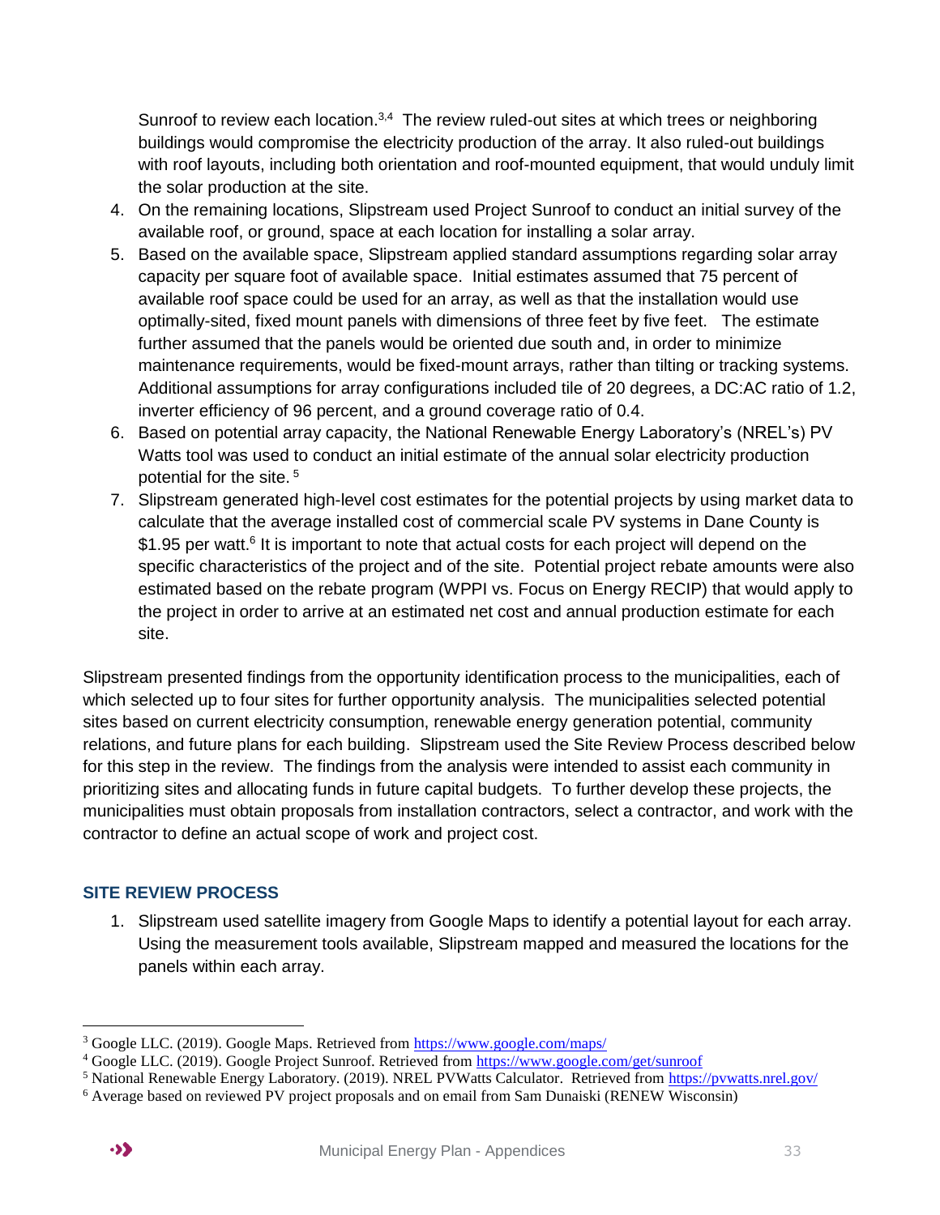Sunroof to review each location.[3,4] The review ruled-out sites at which trees or neighboring buildings would compromise the electricity production of the array. It also ruled-out buildings with roof layouts, including both orientation and roof-mounted equipment, that would unduly limit the solar production at the site.

4. On the remaining locations, Slipstream used Project Sunroof to conduct an initial survey of the available roof, or ground, space at each location for installing a solar array.
5. Based on the available space, Slipstream applied standard assumptions regarding solar array capacity per square foot of available space. Initial estimates assumed that 75 percent of available roof space could be used for an array, as well as that the installation would use optimally-sited, fixed mount panels with dimensions of three feet by five feet. The estimate further assumed that the panels would be oriented due south and, in order to minimize maintenance requirements, would be fixed-mount arrays, rather than tilting or tracking systems. Additional assumptions for array configurations included tile of 20 degrees, a DC:AC ratio of 1.2, inverter efficiency of 96 percent, and a ground coverage ratio of 0.4.
6. Based on potential array capacity, the National Renewable Energy Laboratory's (NREL's) PV Watts tool was used to conduct an initial estimate of the annual solar electricity production potential for the site. [5]
7. Slipstream generated high-level cost estimates for the potential projects by using market data to calculate that the average installed cost of commercial scale PV systems in Dane County is \$1.95 per watt.[6] It is important to note that actual costs for each project will depend on the specific characteristics of the project and of the site. Potential project rebate amounts were also estimated based on the rebate program (WPPI vs. Focus on Energy RECIP) that would apply to the project in order to arrive at an estimated net cost and annual production estimate for each site.

Slipstream presented findings from the opportunity identification process to the municipalities, each of which selected up to four sites for further opportunity analysis. The municipalities selected potential sites based on current electricity consumption, renewable energy generation potential, community relations, and future plans for each building. Slipstream used the Site Review Process described below for this step in the review. The findings from the analysis were intended to assist each community in prioritizing sites and allocating funds in future capital budgets. To further develop these projects, the municipalities must obtain proposals from installation contractors, select a contractor, and work with the contractor to define an actual scope of work and project cost.

### SITE REVIEW PROCESS

1. Slipstream used satellite imagery from Google Maps to identify a potential layout for each array. Using the measurement tools available, Slipstream mapped and measured the locations for the panels within each array.

---

[3] Google LLC. (2019). Google Maps. Retrieved from https://www.google.com/maps/

[4] Google LLC. (2019). Google Project Sunroof. Retrieved from https://www.google.com/get/sunroof

[5] National Renewable Energy Laboratory. (2019). NREL PVWatts Calculator. Retrieved from https://pvwatts.nrel.gov/

[6] Average based on reviewed PV project proposals and on email from Sam Dunaiski (RENEW Wisconsin)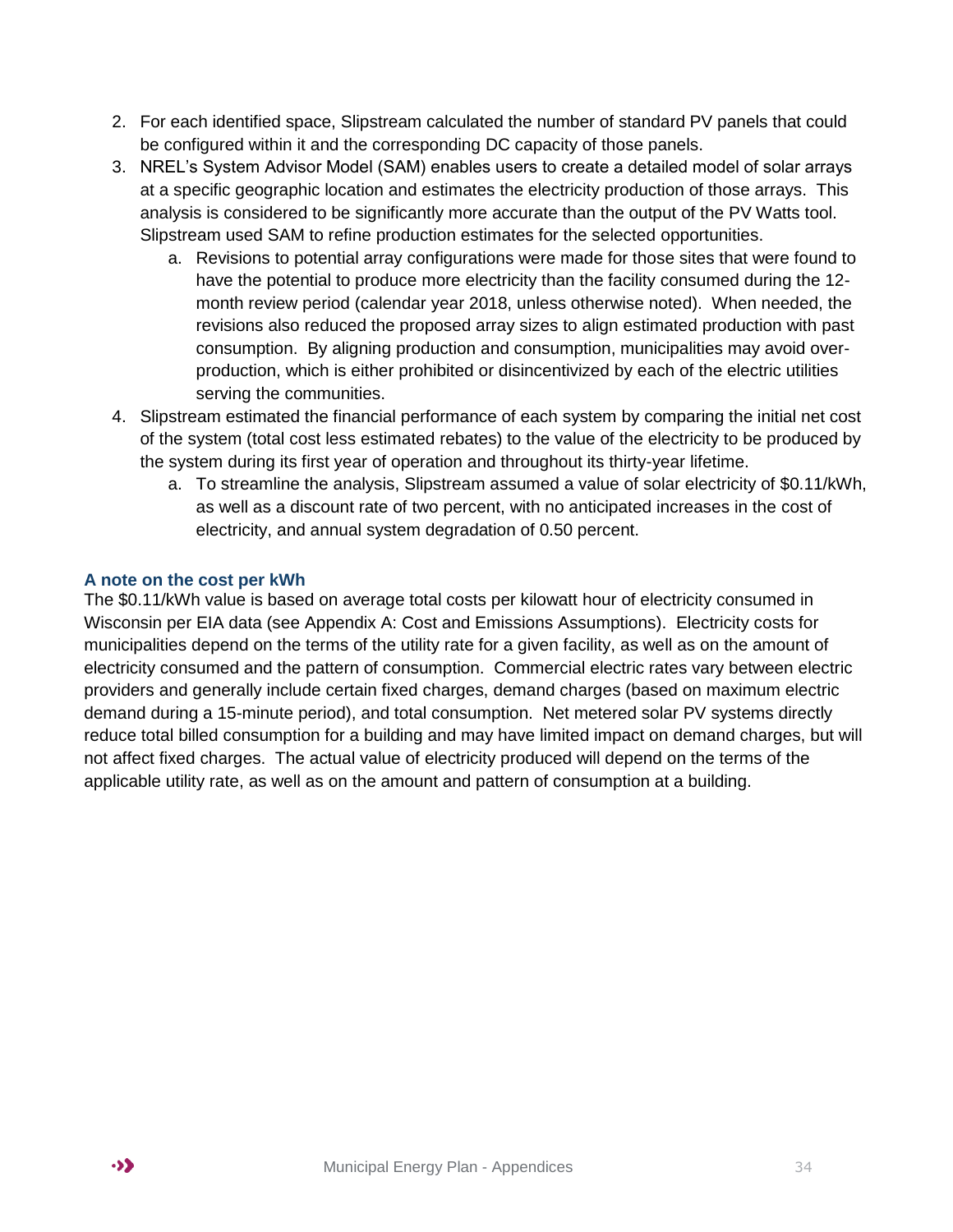2. For each identified space, Slipstream calculated the number of standard PV panels that could be configured within it and the corresponding DC capacity of those panels.
3. NREL's System Advisor Model (SAM) enables users to create a detailed model of solar arrays at a specific geographic location and estimates the electricity production of those arrays. This analysis is considered to be significantly more accurate than the output of the PV Watts tool. Slipstream used SAM to refine production estimates for the selected opportunities.
   a. Revisions to potential array configurations were made for those sites that were found to have the potential to produce more electricity than the facility consumed during the 12-month review period (calendar year 2018, unless otherwise noted). When needed, the revisions also reduced the proposed array sizes to align estimated production with past consumption. By aligning production and consumption, municipalities may avoid over-production, which is either prohibited or disincentivized by each of the electric utilities serving the communities.
4. Slipstream estimated the financial performance of each system by comparing the initial net cost of the system (total cost less estimated rebates) to the value of the electricity to be produced by the system during its first year of operation and throughout its thirty-year lifetime.
   a. To streamline the analysis, Slipstream assumed a value of solar electricity of $0.11/kWh, as well as a discount rate of two percent, with no anticipated increases in the cost of electricity, and annual system degradation of 0.50 percent.

### A note on the cost per kWh

The $0.11/kWh value is based on average total costs per kilowatt hour of electricity consumed in Wisconsin per EIA data (see Appendix A: Cost and Emissions Assumptions). Electricity costs for municipalities depend on the terms of the utility rate for a given facility, as well as on the amount of electricity consumed and the pattern of consumption. Commercial electric rates vary between electric providers and generally include certain fixed charges, demand charges (based on maximum electric demand during a 15-minute period), and total consumption. Net metered solar PV systems directly reduce total billed consumption for a building and may have limited impact on demand charges, but will not affect fixed charges. The actual value of electricity produced will depend on the terms of the applicable utility rate, as well as on the amount and pattern of consumption at a building.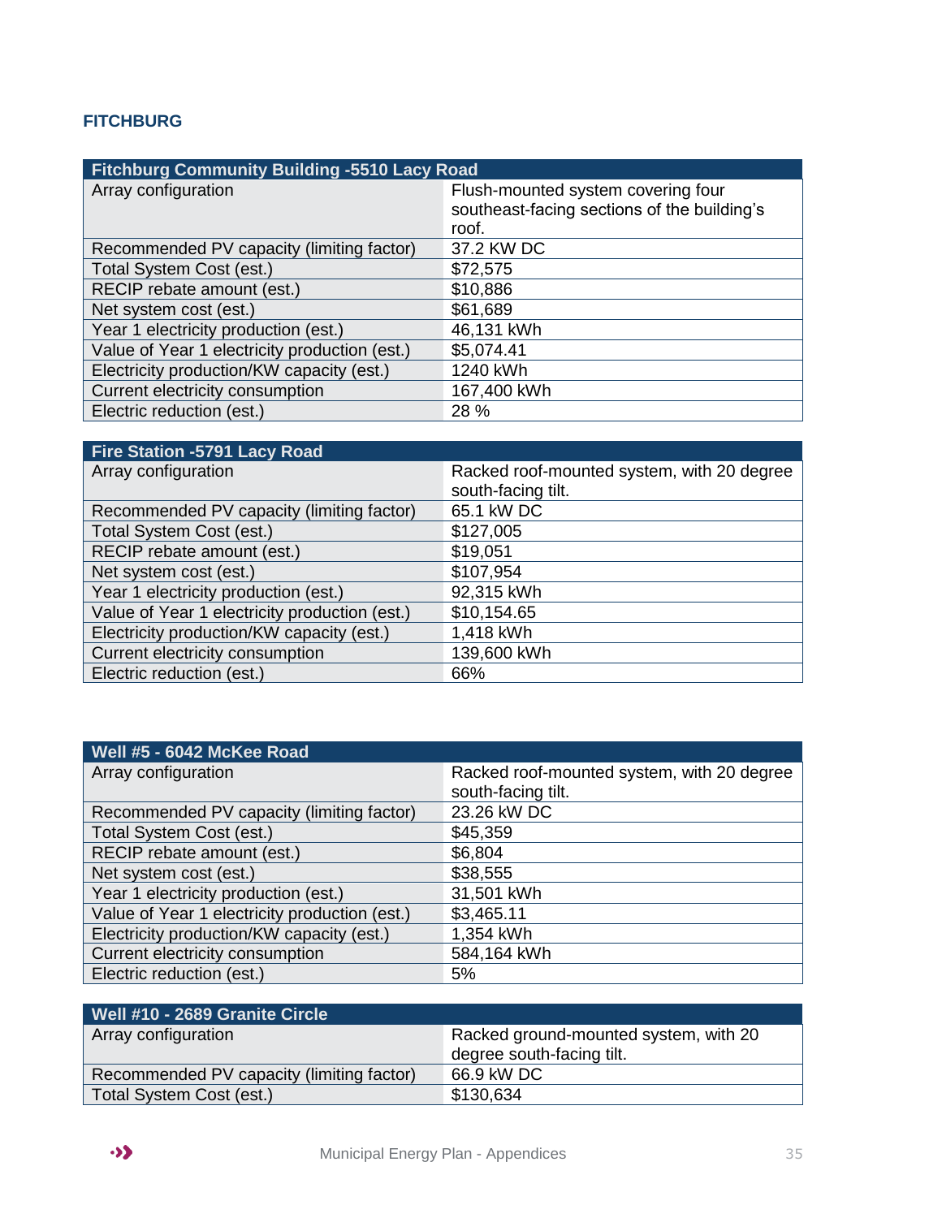## FITCHBURG

| Fitchburg Community Building -5510 Lacy Road | |
|---|---|
| Array configuration | Flush-mounted system covering four southeast-facing sections of the building's roof. |
| Recommended PV capacity (limiting factor) | 37.2 KW DC |
| Total System Cost (est.) | $72,575 |
| RECIP rebate amount (est.) | $10,886 |
| Net system cost (est.) | $61,689 |
| Year 1 electricity production (est.) | 46,131 kWh |
| Value of Year 1 electricity production (est.) | $5,074.41 |
| Electricity production/KW capacity (est.) | 1240 kWh |
| Current electricity consumption | 167,400 kWh |
| Electric reduction (est.) | 28 % |

| Fire Station -5791 Lacy Road | |
|---|---|
| Array configuration | Racked roof-mounted system, with 20 degree south-facing tilt. |
| Recommended PV capacity (limiting factor) | 65.1 kW DC |
| Total System Cost (est.) | $127,005 |
| RECIP rebate amount (est.) | $19,051 |
| Net system cost (est.) | $107,954 |
| Year 1 electricity production (est.) | 92,315 kWh |
| Value of Year 1 electricity production (est.) | $10,154.65 |
| Electricity production/KW capacity (est.) | 1,418 kWh |
| Current electricity consumption | 139,600 kWh |
| Electric reduction (est.) | 66% |

| Well #5 - 6042 McKee Road | |
|---|---|
| Array configuration | Racked roof-mounted system, with 20 degree south-facing tilt. |
| Recommended PV capacity (limiting factor) | 23.26 kW DC |
| Total System Cost (est.) | $45,359 |
| RECIP rebate amount (est.) | $6,804 |
| Net system cost (est.) | $38,555 |
| Year 1 electricity production (est.) | 31,501 kWh |
| Value of Year 1 electricity production (est.) | $3,465.11 |
| Electricity production/KW capacity (est.) | 1,354 kWh |
| Current electricity consumption | 584,164 kWh |
| Electric reduction (est.) | 5% |

| Well #10 - 2689 Granite Circle | |
|---|---|
| Array configuration | Racked ground-mounted system, with 20 degree south-facing tilt. |
| Recommended PV capacity (limiting factor) | 66.9 kW DC |
| Total System Cost (est.) | $130,634 |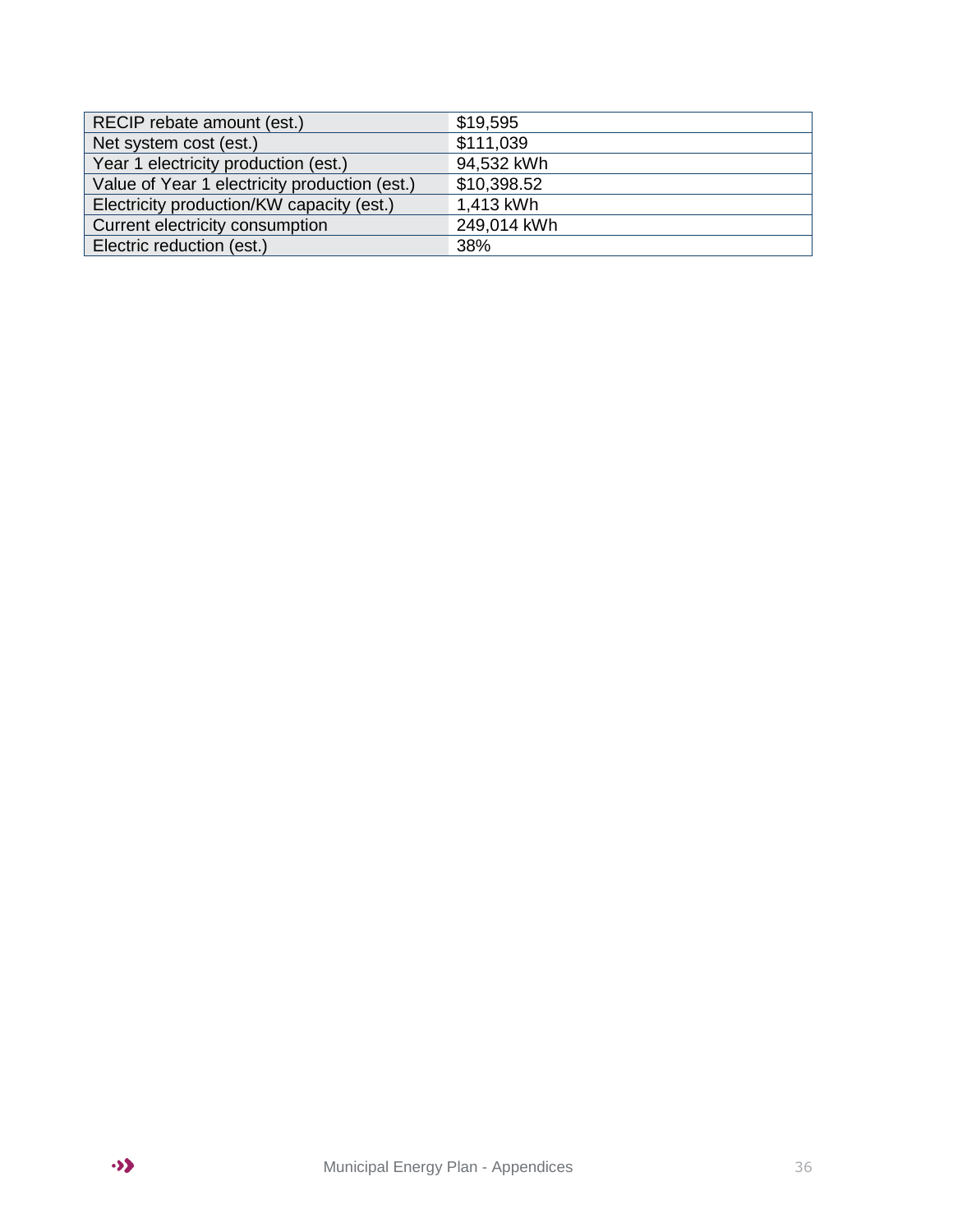| RECIP rebate amount (est.) | $19,595 |
|---|---|
| Net system cost (est.) | $111,039 |
| Year 1 electricity production (est.) | 94,532 kWh |
| Value of Year 1 electricity production (est.) | $10,398.52 |
| Electricity production/KW capacity (est.) | 1,413 kWh |
| Current electricity consumption | 249,014 kWh |
| Electric reduction (est.) | 38% |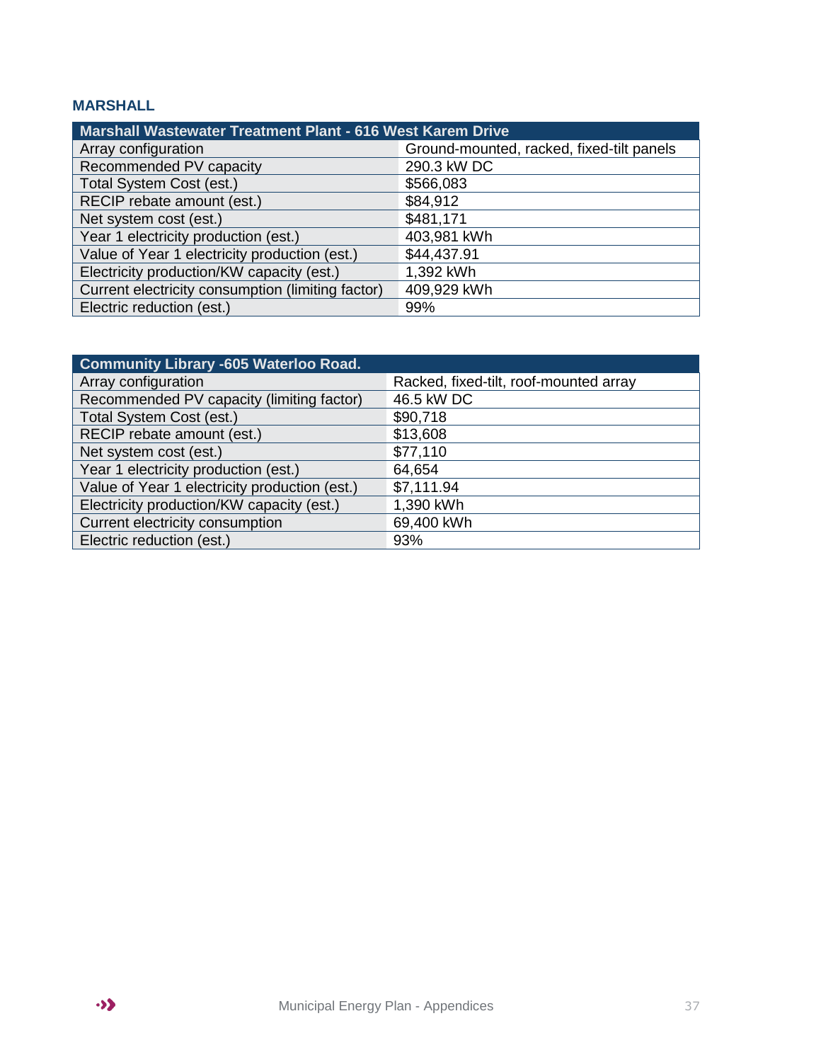## MARSHALL

| Marshall Wastewater Treatment Plant - 616 West Karem Drive | |
|---|---|
| Array configuration | Ground-mounted, racked, fixed-tilt panels |
| Recommended PV capacity | 290.3 kW DC |
| Total System Cost (est.) | $566,083 |
| RECIP rebate amount (est.) | $84,912 |
| Net system cost (est.) | $481,171 |
| Year 1 electricity production (est.) | 403,981 kWh |
| Value of Year 1 electricity production (est.) | $44,437.91 |
| Electricity production/KW capacity (est.) | 1,392 kWh |
| Current electricity consumption (limiting factor) | 409,929 kWh |
| Electric reduction (est.) | 99% |

| Community Library -605 Waterloo Road. | |
|---|---|
| Array configuration | Racked, fixed-tilt, roof-mounted array |
| Recommended PV capacity (limiting factor) | 46.5 kW DC |
| Total System Cost (est.) | $90,718 |
| RECIP rebate amount (est.) | $13,608 |
| Net system cost (est.) | $77,110 |
| Year 1 electricity production (est.) | 64,654 |
| Value of Year 1 electricity production (est.) | $7,111.94 |
| Electricity production/KW capacity (est.) | 1,390 kWh |
| Current electricity consumption | 69,400 kWh |
| Electric reduction (est.) | 93% |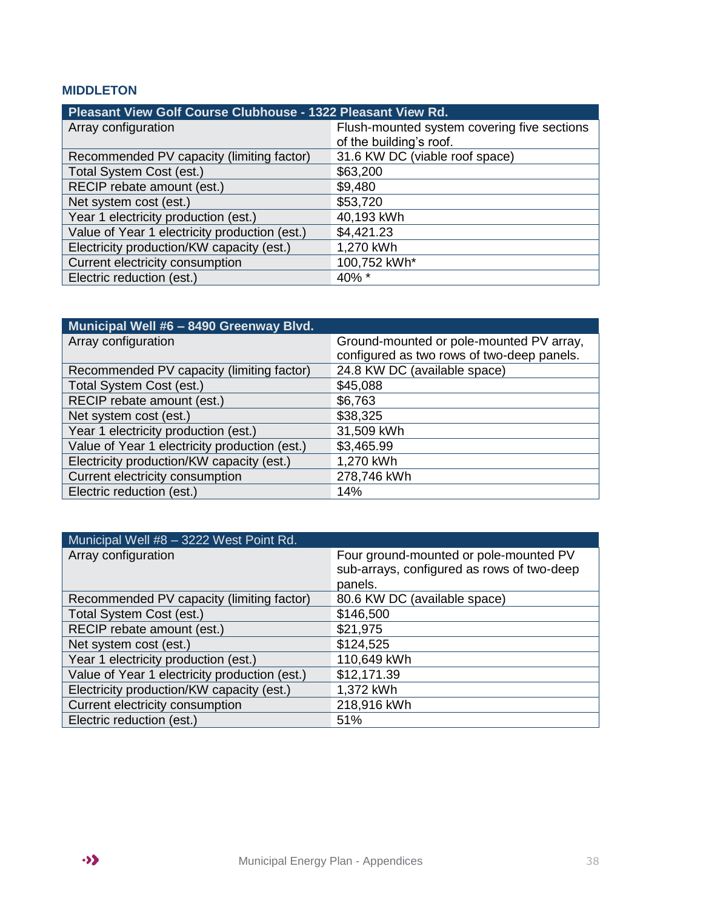## MIDDLETON

| Pleasant View Golf Course Clubhouse - 1322 Pleasant View Rd. | |
|---|---|
| Array configuration | Flush-mounted system covering five sections of the building's roof. |
| Recommended PV capacity (limiting factor) | 31.6 KW DC (viable roof space) |
| Total System Cost (est.) | $63,200 |
| RECIP rebate amount (est.) | $9,480 |
| Net system cost (est.) | $53,720 |
| Year 1 electricity production (est.) | 40,193 kWh |
| Value of Year 1 electricity production (est.) | $4,421.23 |
| Electricity production/KW capacity (est.) | 1,270 kWh |
| Current electricity consumption | 100,752 kWh* |
| Electric reduction (est.) | 40% * |

| Municipal Well #6 – 8490 Greenway Blvd. | |
|---|---|
| Array configuration | Ground-mounted or pole-mounted PV array, configured as two rows of two-deep panels. |
| Recommended PV capacity (limiting factor) | 24.8 KW DC (available space) |
| Total System Cost (est.) | $45,088 |
| RECIP rebate amount (est.) | $6,763 |
| Net system cost (est.) | $38,325 |
| Year 1 electricity production (est.) | 31,509 kWh |
| Value of Year 1 electricity production (est.) | $3,465.99 |
| Electricity production/KW capacity (est.) | 1,270 kWh |
| Current electricity consumption | 278,746 kWh |
| Electric reduction (est.) | 14% |

| Municipal Well #8 – 3222 West Point Rd. | |
|---|---|
| Array configuration | Four ground-mounted or pole-mounted PV sub-arrays, configured as rows of two-deep panels. |
| Recommended PV capacity (limiting factor) | 80.6 KW DC (available space) |
| Total System Cost (est.) | $146,500 |
| RECIP rebate amount (est.) | $21,975 |
| Net system cost (est.) | $124,525 |
| Year 1 electricity production (est.) | 110,649 kWh |
| Value of Year 1 electricity production (est.) | $12,171.39 |
| Electricity production/KW capacity (est.) | 1,372 kWh |
| Current electricity consumption | 218,916 kWh |
| Electric reduction (est.) | 51% |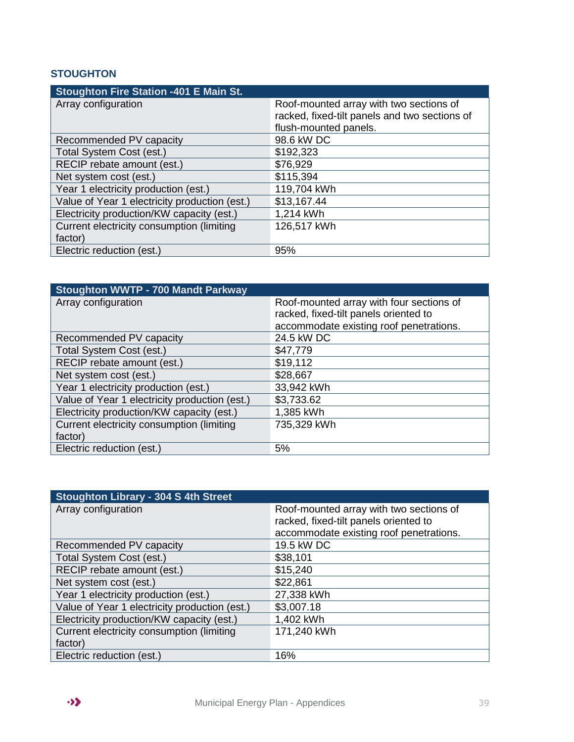## STOUGHTON

| Stoughton Fire Station -401 E Main St. | |
|---|---|
| Array configuration | Roof-mounted array with two sections of racked, fixed-tilt panels and two sections of flush-mounted panels. |
| Recommended PV capacity | 98.6 kW DC |
| Total System Cost (est.) | $192,323 |
| RECIP rebate amount (est.) | $76,929 |
| Net system cost (est.) | $115,394 |
| Year 1 electricity production (est.) | 119,704 kWh |
| Value of Year 1 electricity production (est.) | $13,167.44 |
| Electricity production/KW capacity (est.) | 1,214 kWh |
| Current electricity consumption (limiting factor) | 126,517 kWh |
| Electric reduction (est.) | 95% |

| Stoughton WWTP - 700 Mandt Parkway | |
|---|---|
| Array configuration | Roof-mounted array with four sections of racked, fixed-tilt panels oriented to accommodate existing roof penetrations. |
| Recommended PV capacity | 24.5 kW DC |
| Total System Cost (est.) | $47,779 |
| RECIP rebate amount (est.) | $19,112 |
| Net system cost (est.) | $28,667 |
| Year 1 electricity production (est.) | 33,942 kWh |
| Value of Year 1 electricity production (est.) | $3,733.62 |
| Electricity production/KW capacity (est.) | 1,385 kWh |
| Current electricity consumption (limiting factor) | 735,329 kWh |
| Electric reduction (est.) | 5% |

| Stoughton Library - 304 S 4th Street | |
|---|---|
| Array configuration | Roof-mounted array with two sections of racked, fixed-tilt panels oriented to accommodate existing roof penetrations. |
| Recommended PV capacity | 19.5 kW DC |
| Total System Cost (est.) | $38,101 |
| RECIP rebate amount (est.) | $15,240 |
| Net system cost (est.) | $22,861 |
| Year 1 electricity production (est.) | 27,338 kWh |
| Value of Year 1 electricity production (est.) | $3,007.18 |
| Electricity production/KW capacity (est.) | 1,402 kWh |
| Current electricity consumption (limiting factor) | 171,240 kWh |
| Electric reduction (est.) | 16% |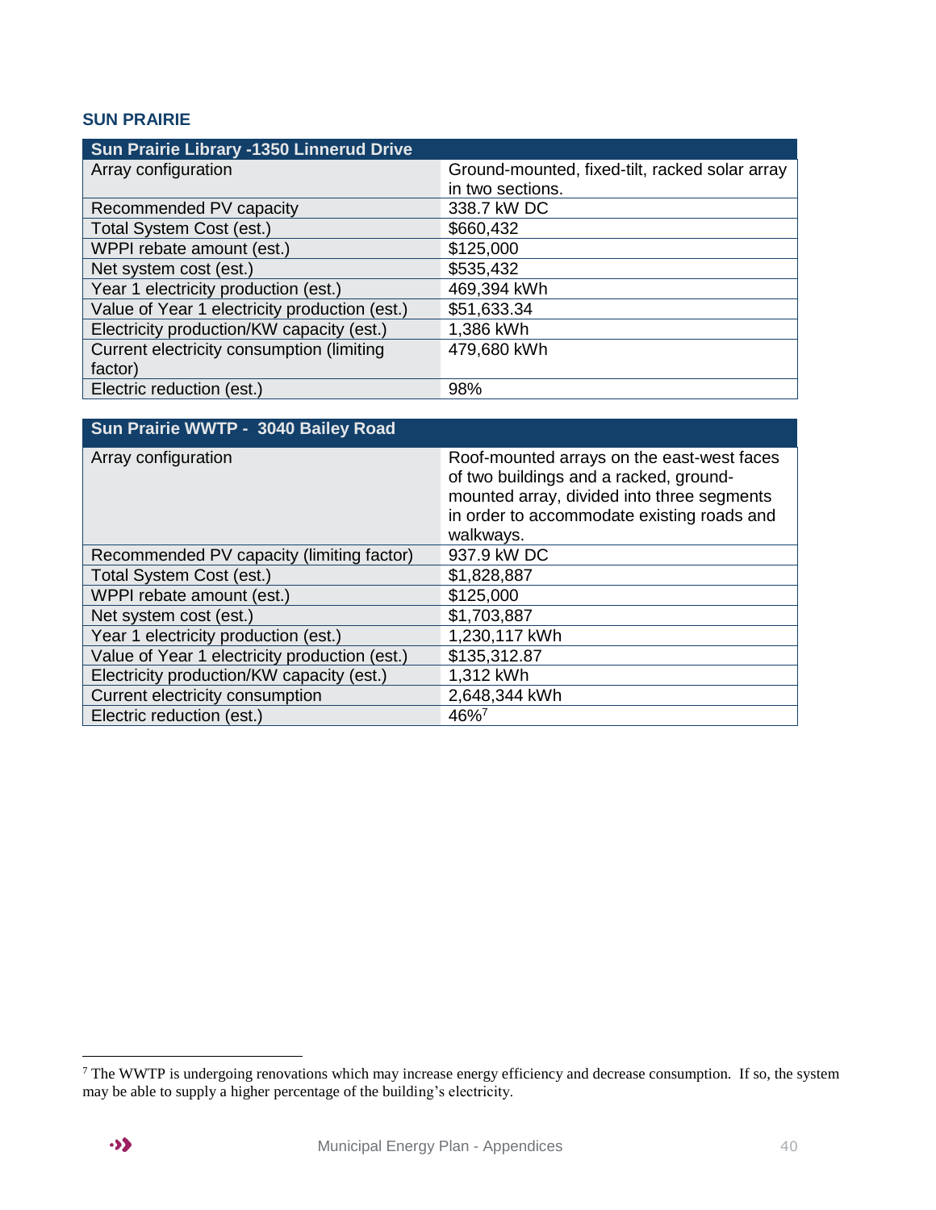## SUN PRAIRIE

| Sun Prairie Library -1350 Linnerud Drive | |
|---|---|
| Array configuration | Ground-mounted, fixed-tilt, racked solar array in two sections. |
| Recommended PV capacity | 338.7 kW DC |
| Total System Cost (est.) | $660,432 |
| WPPI rebate amount (est.) | $125,000 |
| Net system cost (est.) | $535,432 |
| Year 1 electricity production (est.) | 469,394 kWh |
| Value of Year 1 electricity production (est.) | $51,633.34 |
| Electricity production/KW capacity (est.) | 1,386 kWh |
| Current electricity consumption (limiting factor) | 479,680 kWh |
| Electric reduction (est.) | 98% |

| Sun Prairie WWTP - 3040 Bailey Road | |
|---|---|
| Array configuration | Roof-mounted arrays on the east-west faces of two buildings and a racked, ground-mounted array, divided into three segments in order to accommodate existing roads and walkways. |
| Recommended PV capacity (limiting factor) | 937.9 kW DC |
| Total System Cost (est.) | $1,828,887 |
| WPPI rebate amount (est.) | $125,000 |
| Net system cost (est.) | $1,703,887 |
| Year 1 electricity production (est.) | 1,230,117 kWh |
| Value of Year 1 electricity production (est.) | $135,312.87 |
| Electricity production/KW capacity (est.) | 1,312 kWh |
| Current electricity consumption | 2,648,344 kWh |
| Electric reduction (est.) | 46%[7] |

[7] The WWTP is undergoing renovations which may increase energy efficiency and decrease consumption. If so, the system may be able to supply a higher percentage of the building's electricity.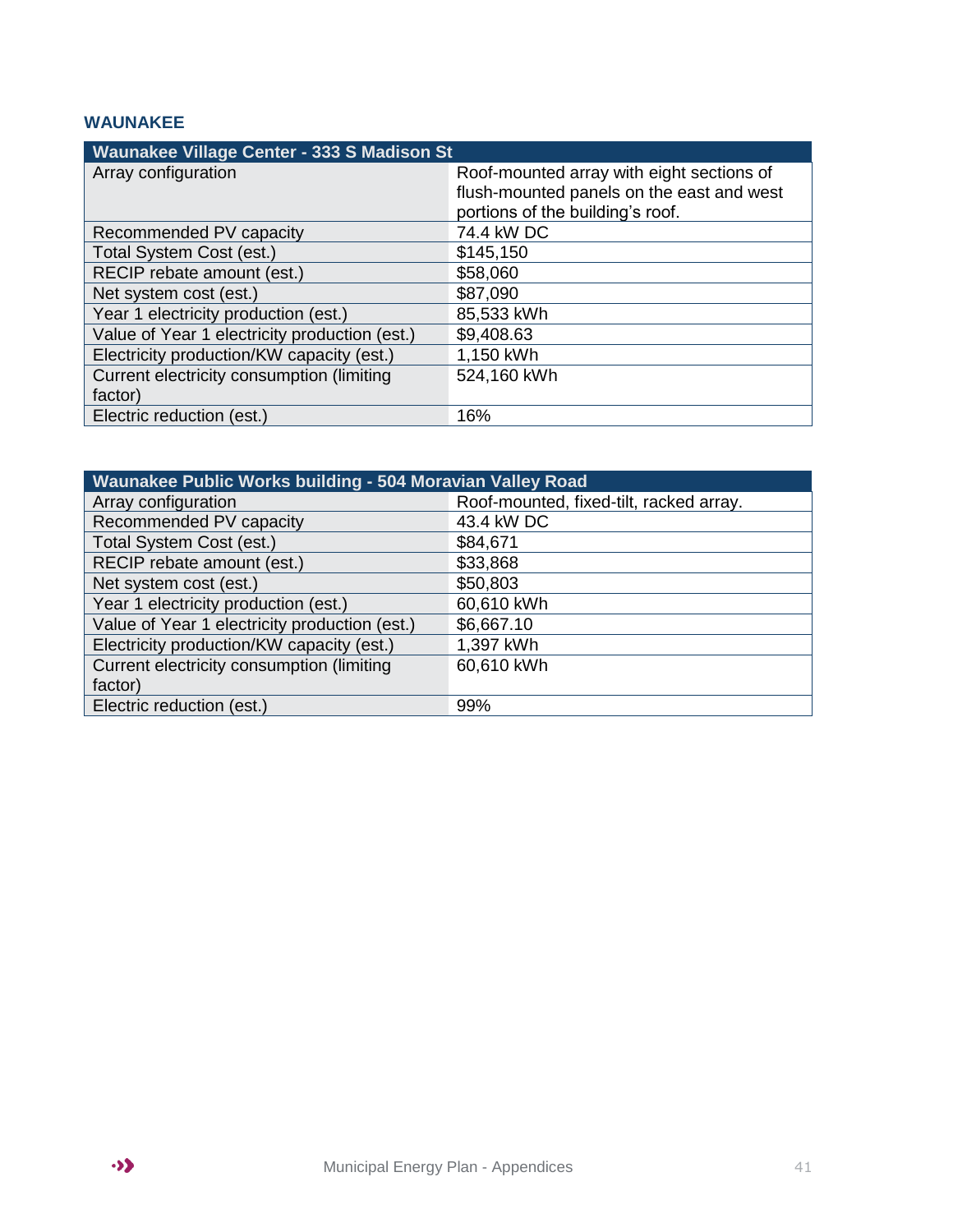### WAUNAKEE

| Waunakee Village Center - 333 S Madison St | |
|---|---|
| Array configuration | Roof-mounted array with eight sections of flush-mounted panels on the east and west portions of the building's roof. |
| Recommended PV capacity | 74.4 kW DC |
| Total System Cost (est.) | $145,150 |
| RECIP rebate amount (est.) | $58,060 |
| Net system cost (est.) | $87,090 |
| Year 1 electricity production (est.) | 85,533 kWh |
| Value of Year 1 electricity production (est.) | $9,408.63 |
| Electricity production/KW capacity (est.) | 1,150 kWh |
| Current electricity consumption (limiting factor) | 524,160 kWh |
| Electric reduction (est.) | 16% |

| Waunakee Public Works building - 504 Moravian Valley Road | |
|---|---|
| Array configuration | Roof-mounted, fixed-tilt, racked array. |
| Recommended PV capacity | 43.4 kW DC |
| Total System Cost (est.) | $84,671 |
| RECIP rebate amount (est.) | $33,868 |
| Net system cost (est.) | $50,803 |
| Year 1 electricity production (est.) | 60,610 kWh |
| Value of Year 1 electricity production (est.) | $6,667.10 |
| Electricity production/KW capacity (est.) | 1,397 kWh |
| Current electricity consumption (limiting factor) | 60,610 kWh |
| Electric reduction (est.) | 99% |